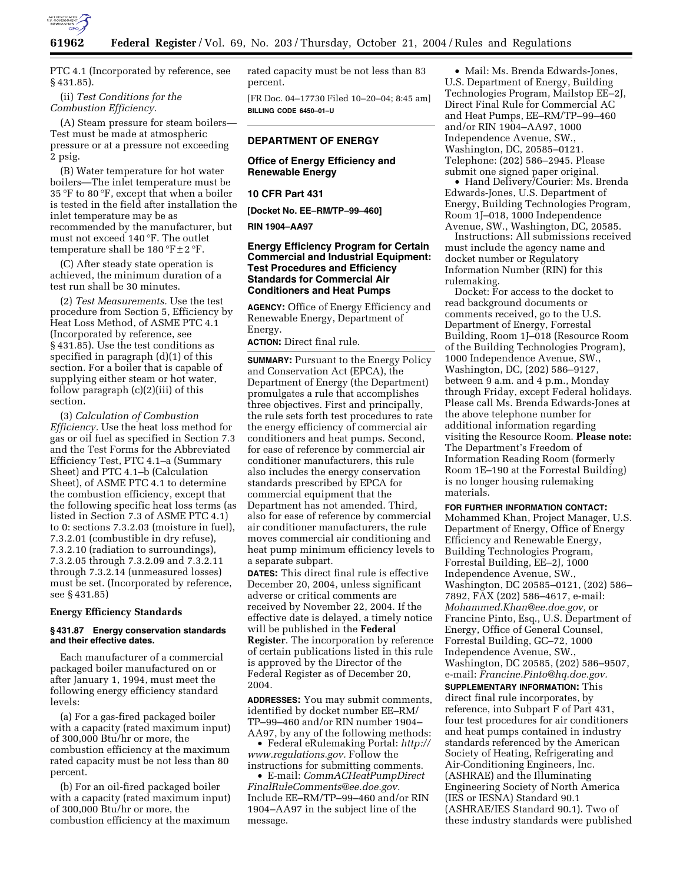PTC 4.1 (Incorporated by reference, see § 431.85).

(ii) *Test Conditions for the Combustion Efficiency.*

(A) Steam pressure for steam boilers—Test must be made at atmospheric pressure or at a pressure not exceeding 2 psig.

(B) Water temperature for hot water boilers—The inlet temperature must be 35 °F to 80 °F, except that when a boiler is tested in the field after installation the inlet temperature may be as recommended by the manufacturer, but must not exceed 140 °F. The outlet temperature shall be 180 °F ± 2 °F.

(C) After steady state operation is achieved, the minimum duration of a test run shall be 30 minutes.

(2) *Test Measurements.* Use the test procedure from Section 5, Efficiency by Heat Loss Method, of ASME PTC 4.1 (Incorporated by reference, see § 431.85). Use the test conditions as specified in paragraph (d)(1) of this section. For a boiler that is capable of supplying either steam or hot water, follow paragraph (c)(2)(iii) of this section.

(3) *Calculation of Combustion Efficiency.* Use the heat loss method for gas or oil fuel as specified in Section 7.3 and the Test Forms for the Abbreviated Efficiency Test, PTC 4.1–a (Summary Sheet) and PTC 4.1–b (Calculation Sheet), of ASME PTC 4.1 to determine the combustion efficiency, except that the following specific heat loss terms (as listed in Section 7.3 of ASME PTC 4.1) to 0: sections 7.3.2.03 (moisture in fuel), 7.3.2.01 (combustible in dry refuse), 7.3.2.10 (radiation to surroundings), 7.3.2.05 through 7.3.2.09 and 7.3.2.11 through 7.3.2.14 (unmeasured losses) must be set. (Incorporated by reference, see § 431.85)

**Energy Efficiency Standards**

**§ 431.87 Energy conservation standards and their effective dates.**

Each manufacturer of a commercial packaged boiler manufactured on or after January 1, 1994, must meet the following energy efficiency standard levels:

(a) For a gas-fired packaged boiler with a capacity (rated maximum input) of 300,000 Btu/hr or more, the combustion efficiency at the maximum rated capacity must be not less than 80 percent.

(b) For an oil-fired packaged boiler with a capacity (rated maximum input) of 300,000 Btu/hr or more, the combustion efficiency at the maximum rated capacity must be not less than 83 percent.

[FR Doc. 04–17730 Filed 10–20–04; 8:45 am]

**BILLING CODE 6450–01–U**

## DEPARTMENT OF ENERGY

## Office of Energy Efficiency and Renewable Energy

## 10 CFR Part 431

**[Docket No. EE–RM/TP–99–460]**

**RIN 1904–AA97**

## Energy Efficiency Program for Certain Commercial and Industrial Equipment: Test Procedures and Efficiency Standards for Commercial Air Conditioners and Heat Pumps

**AGENCY:** Office of Energy Efficiency and Renewable Energy, Department of Energy.

**ACTION:** Direct final rule.

**SUMMARY:** Pursuant to the Energy Policy and Conservation Act (EPCA), the Department of Energy (the Department) promulgates a rule that accomplishes three objectives. First and principally, the rule sets forth test procedures to rate the energy efficiency of commercial air conditioners and heat pumps. Second, for ease of reference by commercial air conditioner manufacturers, this rule also includes the energy conservation standards prescribed by EPCA for commercial equipment that the Department has not amended. Third, also for ease of reference by commercial air conditioner manufacturers, the rule moves commercial air conditioning and heat pump minimum efficiency levels to a separate subpart.

**DATES:** This direct final rule is effective December 20, 2004, unless significant adverse or critical comments are received by November 22, 2004. If the effective date is delayed, a timely notice will be published in the **Federal Register**. The incorporation by reference of certain publications listed in this rule is approved by the Director of the Federal Register as of December 20, 2004.

**ADDRESSES:** You may submit comments, identified by docket number EE–RM/TP–99–460 and/or RIN number 1904–AA97, by any of the following methods:

- Federal eRulemaking Portal: *http://www.regulations.gov.* Follow the instructions for submitting comments.
- E-mail: *CommACHeatPumpDirectFinalRuleComments@ee.doe.gov.* Include EE–RM/TP–99–460 and/or RIN 1904–AA97 in the subject line of the message.
- Mail: Ms. Brenda Edwards-Jones, U.S. Department of Energy, Building Technologies Program, Mailstop EE–2J, Direct Final Rule for Commercial AC and Heat Pumps, EE–RM/TP–99–460 and/or RIN 1904–AA97, 1000 Independence Avenue, SW., Washington, DC, 20585–0121. Telephone: (202) 586–2945. Please submit one signed paper original.
- Hand Delivery/Courier: Ms. Brenda Edwards-Jones, U.S. Department of Energy, Building Technologies Program, Room 1J–018, 1000 Independence Avenue, SW., Washington, DC, 20585.

Instructions: All submissions received must include the agency name and docket number or Regulatory Information Number (RIN) for this rulemaking.

Docket: For access to the docket to read background documents or comments received, go to the U.S. Department of Energy, Forrestal Building, Room 1J–018 (Resource Room of the Building Technologies Program), 1000 Independence Avenue, SW., Washington, DC, (202) 586–9127, between 9 a.m. and 4 p.m., Monday through Friday, except Federal holidays. Please call Ms. Brenda Edwards-Jones at the above telephone number for additional information regarding visiting the Resource Room. **Please note:** The Department's Freedom of Information Reading Room (formerly Room 1E–190 at the Forrestal Building) is no longer housing rulemaking materials.

**FOR FURTHER INFORMATION CONTACT:** Mohammed Khan, Project Manager, U.S. Department of Energy, Office of Energy Efficiency and Renewable Energy, Building Technologies Program, Forrestal Building, EE–2J, 1000 Independence Avenue, SW., Washington, DC 20585–0121, (202) 586–7892, FAX (202) 586–4617, e-mail: *Mohammed.Khan@ee.doe.gov,* or Francine Pinto, Esq., U.S. Department of Energy, Office of General Counsel, Forrestal Building, GC–72, 1000 Independence Avenue, SW., Washington, DC 20585, (202) 586–9507, e-mail: *Francine.Pinto@hq.doe.gov.*

**SUPPLEMENTARY INFORMATION:** This direct final rule incorporates, by reference, into Subpart F of Part 431, four test procedures for air conditioners and heat pumps contained in industry standards referenced by the American Society of Heating, Refrigerating and Air-Conditioning Engineers, Inc. (ASHRAE) and the Illuminating Engineering Society of North America (IES or IESNA) Standard 90.1 (ASHRAE/IES Standard 90.1). Two of these industry standards were published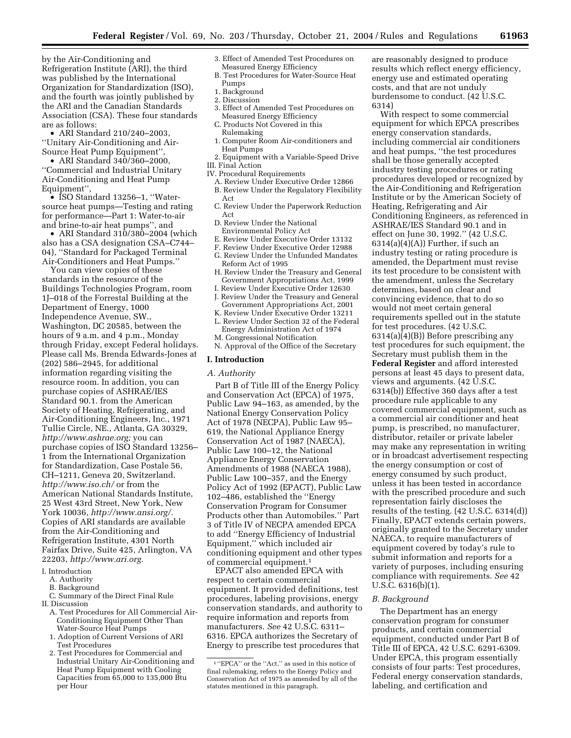by the Air-Conditioning and Refrigeration Institute (ARI), the third was published by the International Organization for Standardization (ISO), and the fourth was jointly published by the ARI and the Canadian Standards Association (CSA). These four standards are as follows:

- ARI Standard 210/240–2003, ''Unitary Air-Conditioning and Air-Source Heat Pump Equipment'',
- ARI Standard 340/360–2000, ''Commercial and Industrial Unitary Air-Conditioning and Heat Pump Equipment'',
- ISO Standard 13256–1, ''Water-source heat pumps—Testing and rating for performance—Part 1: Water-to-air and brine-to-air heat pumps'', and
- ARI Standard 310/380–2004 (which also has a CSA designation CSA–C744–04), ''Standard for Packaged Terminal Air-Conditioners and Heat Pumps.''

You can view copies of these standards in the resource of the Buildings Technologies Program, room 1J–018 of the Forrestal Building at the Department of Energy, 1000 Independence Avenue, SW., Washington, DC 20585, between the hours of 9 a.m. and 4 p.m., Monday through Friday, except Federal holidays. Please call Ms. Brenda Edwards-Jones at (202) 586–2945, for additional information regarding visiting the resource room. In addition, you can purchase copies of ASHRAE/IES Standard 90.1. from the American Society of Heating, Refrigerating, and Air-Conditioning Engineers, Inc., 1971 Tullie Circle, NE., Atlanta, GA 30329, *http://www.ashrae.org;* you can purchase copies of ISO Standard 13256–1 from the International Organization for Standardization, Case Postale 56, CH–1211, Geneva 20, Switzerland. *http://www.iso.ch/* or from the American National Standards Institute, 25 West 43rd Street, New York, New York 10036, *http://www.ansi.org/.* Copies of ARI standards are available from the Air-Conditioning and Refrigeration Institute, 4301 North Fairfax Drive, Suite 425, Arlington, VA 22203, *http://www.ari.org.*

I. Introduction
  A. Authority
  B. Background
  C. Summary of the Direct Final Rule
II. Discussion
  A. Test Procedures for All Commercial Air-Conditioning Equipment Other Than Water-Source Heat Pumps
  1. Adoption of Current Versions of ARI Test Procedures
  2. Test Procedures for Commercial and Industrial Unitary Air-Conditioning and Heat Pump Equipment with Cooling Capacities from 65,000 to 135,000 Btu per Hour
  3. Effect of Amended Test Procedures on Measured Energy Efficiency
  B. Test Procedures for Water-Source Heat Pumps
  1. Background
  2. Discussion
  3. Effect of Amended Test Procedures on Measured Energy Efficiency
  C. Products Not Covered in this Rulemaking
  1. Computer Room Air-conditioners and Heat Pumps
  2. Equipment with a Variable-Speed Drive
III. Final Action
IV. Procedural Requirements
  A. Review Under Executive Order 12866
  B. Review Under the Regulatory Flexibility Act
  C. Review Under the Paperwork Reduction Act
  D. Review Under the National Environmental Policy Act
  E. Review Under Executive Order 13132
  F. Review Under Executive Order 12988
  G. Review Under the Unfunded Mandates Reform Act of 1995
  H. Review Under the Treasury and General Government Appropriations Act, 1999
  I. Review Under Executive Order 12630
  J. Review Under the Treasury and General Government Appropriations Act, 2001
  K. Review Under Executive Order 13211
  L. Review Under Section 32 of the Federal Energy Administration Act of 1974
  M. Congressional Notification
  N. Approval of the Office of the Secretary

## I. Introduction

### *A. Authority*

Part B of Title III of the Energy Policy and Conservation Act (EPCA) of 1975, Public Law 94–163, as amended, by the National Energy Conservation Policy Act of 1978 (NECPA), Public Law 95–619, the National Appliance Energy Conservation Act of 1987 (NAECA), Public Law 100–12, the National Appliance Energy Conservation Amendments of 1988 (NAECA 1988), Public Law 100–357, and the Energy Policy Act of 1992 (EPACT), Public Law 102–486, established the ''Energy Conservation Program for Consumer Products other than Automobiles.'' Part 3 of Title IV of NECPA amended EPCA to add ''Energy Efficiency of Industrial Equipment,'' which included air conditioning equipment and other types of commercial equipment.[1]

EPACT also amended EPCA with respect to certain commercial equipment. It provided definitions, test procedures, labeling provisions, energy conservation standards, and authority to require information and reports from manufacturers. *See* 42 U.S.C. 6311–6316. EPCA authorizes the Secretary of Energy to prescribe test procedures that are reasonably designed to produce results which reflect energy efficiency, energy use and estimated operating costs, and that are not unduly burdensome to conduct. (42 U.S.C. 6314)

With respect to some commercial equipment for which EPCA prescribes energy conservation standards, including commercial air conditioners and heat pumps, ''the test procedures shall be those generally accepted industry testing procedures or rating procedures developed or recognized by the Air-Conditioning and Refrigeration Institute or by the American Society of Heating, Refrigerating and Air Conditioning Engineers, as referenced in ASHRAE/IES Standard 90.1 and in effect on June 30, 1992.'' (42 U.S.C. 6314(a)(4)(A)) Further, if such an industry testing or rating procedure is amended, the Department must revise its test procedure to be consistent with the amendment, unless the Secretary determines, based on clear and convincing evidence, that to do so would not meet certain general requirements spelled out in the statute for test procedures. (42 U.S.C. 6314(a)(4)(B)) Before prescribing any test procedures for such equipment, the Secretary must publish them in the **Federal Register** and afford interested persons at least 45 days to present data, views and arguments. (42 U.S.C. 6314(b)) Effective 360 days after a test procedure rule applicable to any covered commercial equipment, such as a commercial air conditioner and heat pump, is prescribed, no manufacturer, distributor, retailer or private labeler may make any representation in writing or in broadcast advertisement respecting the energy consumption or cost of energy consumed by such product, unless it has been tested in accordance with the prescribed procedure and such representation fairly discloses the results of the testing. (42 U.S.C. 6314(d)) Finally, EPACT extends certain powers, originally granted to the Secretary under NAECA, to require manufacturers of equipment covered by today's rule to submit information and reports for a variety of purposes, including ensuring compliance with requirements. *See* 42 U.S.C. 6316(b)(1).

### *B. Background*

The Department has an energy conservation program for consumer products, and certain commercial equipment, conducted under Part B of Title III of EPCA, 42 U.S.C. 6291-6309. Under EPCA, this program essentially consists of four parts: Test procedures, Federal energy conservation standards, labeling, and certification and

[1] ''EPCA'' or the ''Act,'' as used in this notice of final rulemaking, refers to the Energy Policy and Conservation Act of 1975 as amended by all of the statutes mentioned in this paragraph.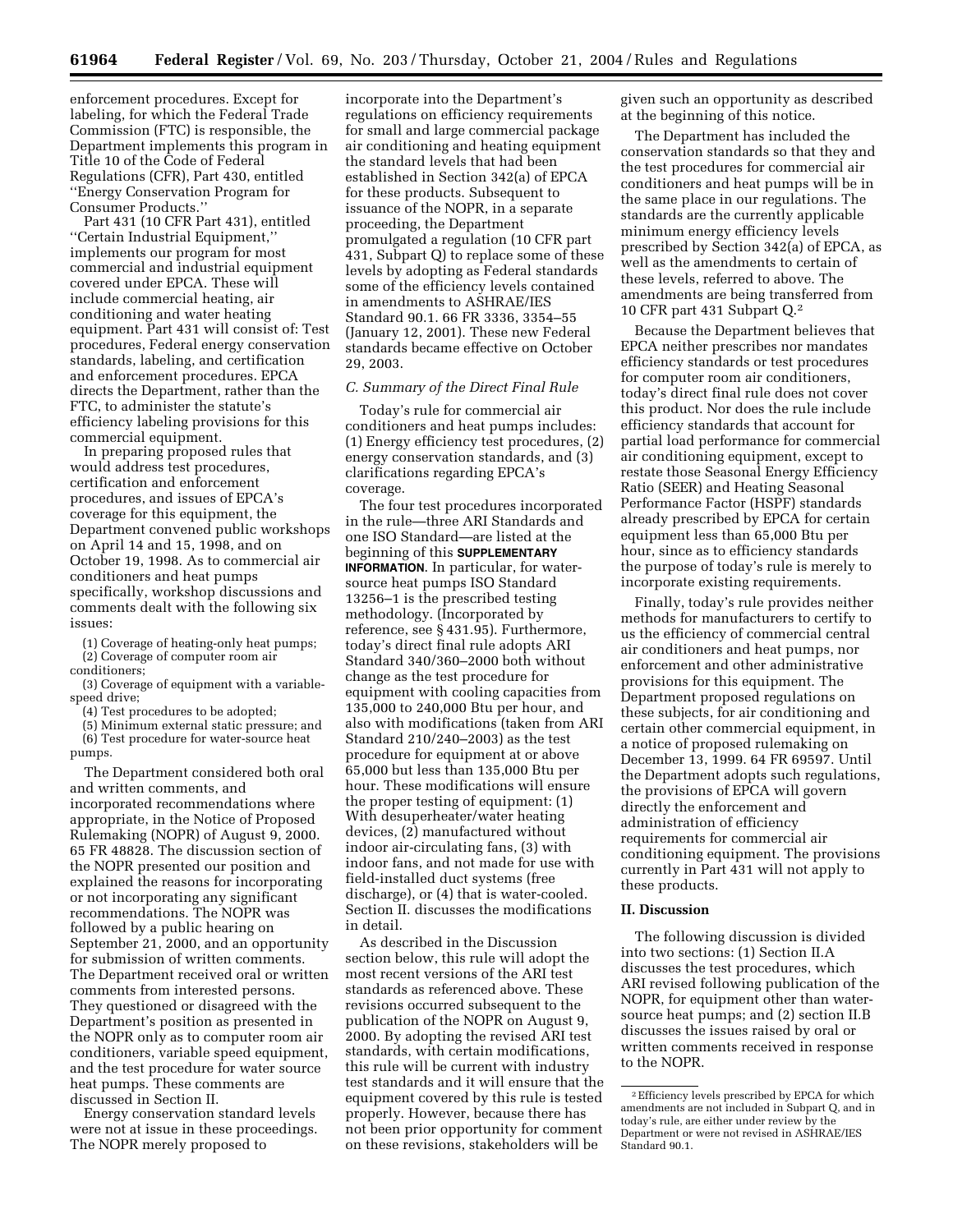enforcement procedures. Except for labeling, for which the Federal Trade Commission (FTC) is responsible, the Department implements this program in Title 10 of the Code of Federal Regulations (CFR), Part 430, entitled ''Energy Conservation Program for Consumer Products.''

Part 431 (10 CFR Part 431), entitled ''Certain Industrial Equipment,'' implements our program for most commercial and industrial equipment covered under EPCA. These will include commercial heating, air conditioning and water heating equipment. Part 431 will consist of: Test procedures, Federal energy conservation standards, labeling, and certification and enforcement procedures. EPCA directs the Department, rather than the FTC, to administer the statute's efficiency labeling provisions for this commercial equipment.

In preparing proposed rules that would address test procedures, certification and enforcement procedures, and issues of EPCA's coverage for this equipment, the Department convened public workshops on April 14 and 15, 1998, and on October 19, 1998. As to commercial air conditioners and heat pumps specifically, workshop discussions and comments dealt with the following six issues:

(1) Coverage of heating-only heat pumps;
(2) Coverage of computer room air conditioners;
(3) Coverage of equipment with a variable-speed drive;
(4) Test procedures to be adopted;
(5) Minimum external static pressure; and
(6) Test procedure for water-source heat pumps.

The Department considered both oral and written comments, and incorporated recommendations where appropriate, in the Notice of Proposed Rulemaking (NOPR) of August 9, 2000. 65 FR 48828. The discussion section of the NOPR presented our position and explained the reasons for incorporating or not incorporating any significant recommendations. The NOPR was followed by a public hearing on September 21, 2000, and an opportunity for submission of written comments. The Department received oral or written comments from interested persons. They questioned or disagreed with the Department's position as presented in the NOPR only as to computer room air conditioners, variable speed equipment, and the test procedure for water source heat pumps. These comments are discussed in Section II.

Energy conservation standard levels were not at issue in these proceedings. The NOPR merely proposed to incorporate into the Department's regulations on efficiency requirements for small and large commercial package air conditioning and heating equipment the standard levels that had been established in Section 342(a) of EPCA for these products. Subsequent to issuance of the NOPR, in a separate proceeding, the Department promulgated a regulation (10 CFR part 431, Subpart Q) to replace some of these levels by adopting as Federal standards some of the efficiency levels contained in amendments to ASHRAE/IES Standard 90.1. 66 FR 3336, 3354–55 (January 12, 2001). These new Federal standards became effective on October 29, 2003.

### *C. Summary of the Direct Final Rule*

Today's rule for commercial air conditioners and heat pumps includes: (1) Energy efficiency test procedures, (2) energy conservation standards, and (3) clarifications regarding EPCA's coverage.

The four test procedures incorporated in the rule—three ARI Standards and one ISO Standard—are listed at the beginning of this **SUPPLEMENTARY INFORMATION**. In particular, for water-source heat pumps ISO Standard 13256–1 is the prescribed testing methodology. (Incorporated by reference, see § 431.95). Furthermore, today's direct final rule adopts ARI Standard 340/360–2000 both without change as the test procedure for equipment with cooling capacities from 135,000 to 240,000 Btu per hour, and also with modifications (taken from ARI Standard 210/240–2003) as the test procedure for equipment at or above 65,000 but less than 135,000 Btu per hour. These modifications will ensure the proper testing of equipment: (1) With desuperheater/water heating devices, (2) manufactured without indoor air-circulating fans, (3) with indoor fans, and not made for use with field-installed duct systems (free discharge), or (4) that is water-cooled. Section II. discusses the modifications in detail.

As described in the Discussion section below, this rule will adopt the most recent versions of the ARI test standards as referenced above. These revisions occurred subsequent to the publication of the NOPR on August 9, 2000. By adopting the revised ARI test standards, with certain modifications, this rule will be current with industry test standards and it will ensure that the equipment covered by this rule is tested properly. However, because there has not been prior opportunity for comment on these revisions, stakeholders will be given such an opportunity as described at the beginning of this notice.

The Department has included the conservation standards so that they and the test procedures for commercial air conditioners and heat pumps will be in the same place in our regulations. The standards are the currently applicable minimum energy efficiency levels prescribed by Section 342(a) of EPCA, as well as the amendments to certain of these levels, referred to above. The amendments are being transferred from 10 CFR part 431 Subpart Q.[2]

Because the Department believes that EPCA neither prescribes nor mandates efficiency standards or test procedures for computer room air conditioners, today's direct final rule does not cover this product. Nor does the rule include efficiency standards that account for partial load performance for commercial air conditioning equipment, except to restate those Seasonal Energy Efficiency Ratio (SEER) and Heating Seasonal Performance Factor (HSPF) standards already prescribed by EPCA for certain equipment less than 65,000 Btu per hour, since as to efficiency standards the purpose of today's rule is merely to incorporate existing requirements.

Finally, today's rule provides neither methods for manufacturers to certify to us the efficiency of commercial central air conditioners and heat pumps, nor enforcement and other administrative provisions for this equipment. The Department proposed regulations on these subjects, for air conditioning and certain other commercial equipment, in a notice of proposed rulemaking on December 13, 1999. 64 FR 69597. Until the Department adopts such regulations, the provisions of EPCA will govern directly the enforcement and administration of efficiency requirements for commercial air conditioning equipment. The provisions currently in Part 431 will not apply to these products.

## II. Discussion

The following discussion is divided into two sections: (1) Section II.A discusses the test procedures, which ARI revised following publication of the NOPR, for equipment other than water-source heat pumps; and (2) section II.B discusses the issues raised by oral or written comments received in response to the NOPR.

[2] Efficiency levels prescribed by EPCA for which amendments are not included in Subpart Q, and in today's rule, are either under review by the Department or were not revised in ASHRAE/IES Standard 90.1.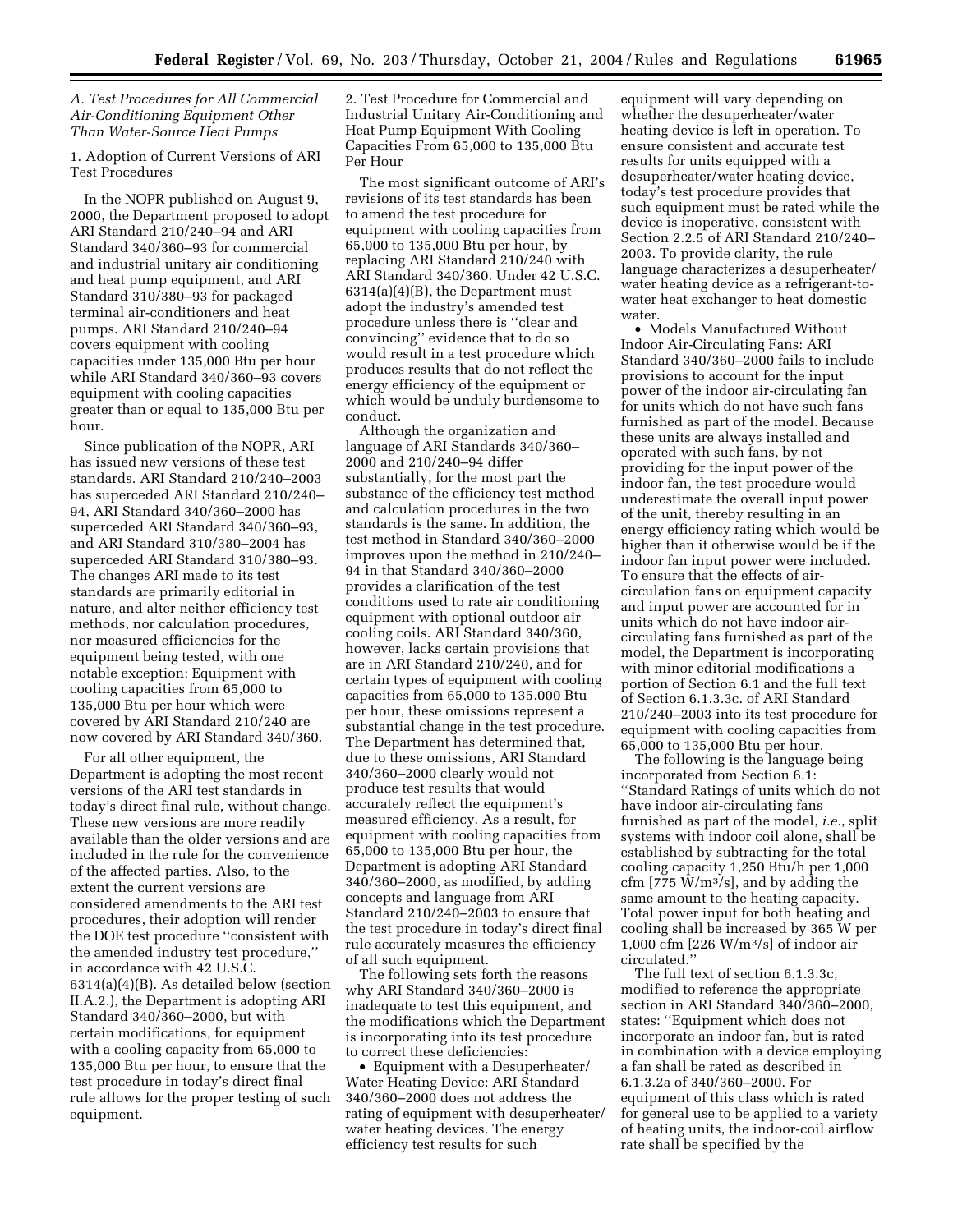### *A. Test Procedures for All Commercial Air-Conditioning Equipment Other Than Water-Source Heat Pumps*

1. Adoption of Current Versions of ARI Test Procedures

In the NOPR published on August 9, 2000, the Department proposed to adopt ARI Standard 210/240–94 and ARI Standard 340/360–93 for commercial and industrial unitary air conditioning and heat pump equipment, and ARI Standard 310/380–93 for packaged terminal air-conditioners and heat pumps. ARI Standard 210/240–94 covers equipment with cooling capacities under 135,000 Btu per hour while ARI Standard 340/360–93 covers equipment with cooling capacities greater than or equal to 135,000 Btu per hour.

Since publication of the NOPR, ARI has issued new versions of these test standards. ARI Standard 210/240–2003 has superceded ARI Standard 210/240–94, ARI Standard 340/360–2000 has superceded ARI Standard 340/360–93, and ARI Standard 310/380–2004 has superceded ARI Standard 310/380–93. The changes ARI made to its test standards are primarily editorial in nature, and alter neither efficiency test methods, nor calculation procedures, nor measured efficiencies for the equipment being tested, with one notable exception: Equipment with cooling capacities from 65,000 to 135,000 Btu per hour which were covered by ARI Standard 210/240 are now covered by ARI Standard 340/360.

For all other equipment, the Department is adopting the most recent versions of the ARI test standards in today's direct final rule, without change. These new versions are more readily available than the older versions and are included in the rule for the convenience of the affected parties. Also, to the extent the current versions are considered amendments to the ARI test procedures, their adoption will render the DOE test procedure "consistent with the amended industry test procedure," in accordance with 42 U.S.C. 6314(a)(4)(B). As detailed below (section II.A.2.), the Department is adopting ARI Standard 340/360–2000, but with certain modifications, for equipment with a cooling capacity from 65,000 to 135,000 Btu per hour, to ensure that the test procedure in today's direct final rule allows for the proper testing of such equipment.

2. Test Procedure for Commercial and Industrial Unitary Air-Conditioning and Heat Pump Equipment With Cooling Capacities From 65,000 to 135,000 Btu Per Hour

The most significant outcome of ARI's revisions of its test standards has been to amend the test procedure for equipment with cooling capacities from 65,000 to 135,000 Btu per hour, by replacing ARI Standard 210/240 with ARI Standard 340/360. Under 42 U.S.C. 6314(a)(4)(B), the Department must adopt the industry's amended test procedure unless there is "clear and convincing" evidence that to do so would result in a test procedure which produces results that do not reflect the energy efficiency of the equipment or which would be unduly burdensome to conduct.

Although the organization and language of ARI Standards 340/360–2000 and 210/240–94 differ substantially, for the most part the substance of the efficiency test method and calculation procedures in the two standards is the same. In addition, the test method in Standard 340/360–2000 improves upon the method in 210/240–94 in that Standard 340/360–2000 provides a clarification of the test conditions used to rate air conditioning equipment with optional outdoor air cooling coils. ARI Standard 340/360, however, lacks certain provisions that are in ARI Standard 210/240, and for certain types of equipment with cooling capacities from 65,000 to 135,000 Btu per hour, these omissions represent a substantial change in the test procedure. The Department has determined that, due to these omissions, ARI Standard 340/360–2000 clearly would not produce test results that would accurately reflect the equipment's measured efficiency. As a result, for equipment with cooling capacities from 65,000 to 135,000 Btu per hour, the Department is adopting ARI Standard 340/360–2000, as modified, by adding concepts and language from ARI Standard 210/240–2003 to ensure that the test procedure in today's direct final rule accurately measures the efficiency of all such equipment.

The following sets forth the reasons why ARI Standard 340/360–2000 is inadequate to test this equipment, and the modifications which the Department is incorporating into its test procedure to correct these deficiencies:

- Equipment with a Desuperheater/Water Heating Device: ARI Standard 340/360–2000 does not address the rating of equipment with desuperheater/water heating devices. The energy efficiency test results for such equipment will vary depending on whether the desuperheater/water heating device is left in operation. To ensure consistent and accurate test results for units equipped with a desuperheater/water heating device, today's test procedure provides that such equipment must be rated while the device is inoperative, consistent with Section 2.2.5 of ARI Standard 210/240–2003. To provide clarity, the rule language characterizes a desuperheater/water heating device as a refrigerant-to-water heat exchanger to heat domestic water.
- Models Manufactured Without Indoor Air-Circulating Fans: ARI Standard 340/360–2000 fails to include provisions to account for the input power of the indoor air-circulating fan for units which do not have such fans furnished as part of the model. Because these units are always installed and operated with such fans, by not providing for the input power of the indoor fan, the test procedure would underestimate the overall input power of the unit, thereby resulting in an energy efficiency rating which would be higher than it otherwise would be if the indoor fan input power were included. To ensure that the effects of air-circulation fans on equipment capacity and input power are accounted for in units which do not have indoor air-circulating fans furnished as part of the model, the Department is incorporating with minor editorial modifications a portion of Section 6.1 and the full text of Section 6.1.3.3c. of ARI Standard 210/240–2003 into its test procedure for equipment with cooling capacities from 65,000 to 135,000 Btu per hour.

The following is the language being incorporated from Section 6.1: "Standard Ratings of units which do not have indoor air-circulating fans furnished as part of the model, *i.e.*, split systems with indoor coil alone, shall be established by subtracting for the total cooling capacity 1,250 Btu/h per 1,000 cfm [775 $W/m^3/s$], and by adding the same amount to the heating capacity. Total power input for both heating and cooling shall be increased by 365 W per 1,000 cfm [226 $W/m^3/s$] of indoor air circulated."

The full text of section 6.1.3.3c, modified to reference the appropriate section in ARI Standard 340/360–2000, states: "Equipment which does not incorporate an indoor fan, but is rated in combination with a device employing a fan shall be rated as described in 6.1.3.2a of 340/360–2000. For equipment of this class which is rated for general use to be applied to a variety of heating units, the indoor-coil airflow rate shall be specified by the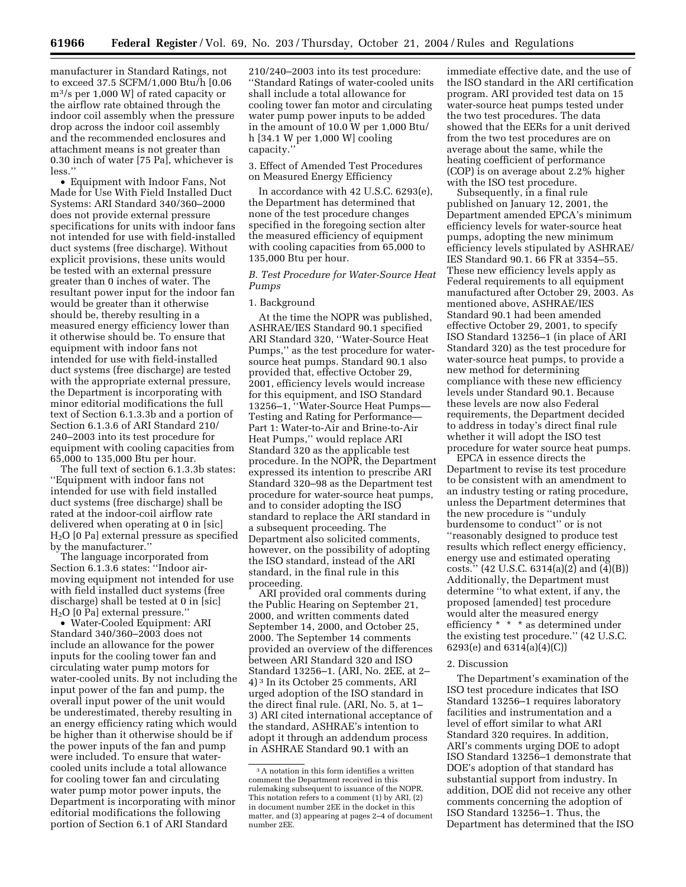manufacturer in Standard Ratings, not to exceed 37.5 SCFM/1,000 Btu/h [0.06 $m^3/s$ per 1,000 W] of rated capacity or the airflow rate obtained through the indoor coil assembly when the pressure drop across the indoor coil assembly and the recommended enclosures and attachment means is not greater than 0.30 inch of water [75 Pa], whichever is less.''

• Equipment with Indoor Fans, Not Made for Use With Field Installed Duct Systems: ARI Standard 340/360–2000 does not provide external pressure specifications for units with indoor fans not intended for use with field-installed duct systems (free discharge). Without explicit provisions, these units would be tested with an external pressure greater than 0 inches of water. The resultant power input for the indoor fan would be greater than it otherwise should be, thereby resulting in a measured energy efficiency lower than it otherwise should be. To ensure that equipment with indoor fans not intended for use with field-installed duct systems (free discharge) are tested with the appropriate external pressure, the Department is incorporating with minor editorial modifications the full text of Section 6.1.3.3b and a portion of Section 6.1.3.6 of ARI Standard 210/240–2003 into its test procedure for equipment with cooling capacities from 65,000 to 135,000 Btu per hour.

The full text of section 6.1.3.3b states: ''Equipment with indoor fans not intended for use with field installed duct systems (free discharge) shall be rated at the indoor-coil airflow rate delivered when operating at 0 in [sic] $H_2O$ [0 Pa] external pressure as specified by the manufacturer.''

The language incorporated from Section 6.1.3.6 states: ''Indoor air-moving equipment not intended for use with field installed duct systems (free discharge) shall be tested at 0 in [sic] $H_2O$ [0 Pa] external pressure.''

• Water-Cooled Equipment: ARI Standard 340/360–2003 does not include an allowance for the power inputs for the cooling tower fan and circulating water pump motors for water-cooled units. By not including the input power of the fan and pump, the overall input power of the unit would be underestimated, thereby resulting in an energy efficiency rating which would be higher than it otherwise should be if the power inputs of the fan and pump were included. To ensure that water-cooled units include a total allowance for cooling tower fan and circulating water pump motor power inputs, the Department is incorporating with minor editorial modifications the following portion of Section 6.1 of ARI Standard 210/240–2003 into its test procedure: ''Standard Ratings of water-cooled units shall include a total allowance for cooling tower fan motor and circulating water pump power inputs to be added in the amount of 10.0 W per 1,000 Btu/h [34.1 W per 1,000 W] cooling capacity.''

3. Effect of Amended Test Procedures on Measured Energy Efficiency

In accordance with 42 U.S.C. 6293(e), the Department has determined that none of the test procedure changes specified in the foregoing section alter the measured efficiency of equipment with cooling capacities from 65,000 to 135,000 Btu per hour.

*B. Test Procedure for Water-Source Heat Pumps*

1. Background

At the time the NOPR was published, ASHRAE/IES Standard 90.1 specified ARI Standard 320, ''Water-Source Heat Pumps,'' as the test procedure for water-source heat pumps. Standard 90.1 also provided that, effective October 29, 2001, efficiency levels would increase for this equipment, and ISO Standard 13256–1, ''Water-Source Heat Pumps—Testing and Rating for Performance—Part 1: Water-to-Air and Brine-to-Air Heat Pumps,'' would replace ARI Standard 320 as the applicable test procedure. In the NOPR, the Department expressed its intention to prescribe ARI Standard 320–98 as the Department test procedure for water-source heat pumps, and to consider adopting the ISO standard to replace the ARI standard in a subsequent proceeding. The Department also solicited comments, however, on the possibility of adopting the ISO standard, instead of the ARI standard, in the final rule in this proceeding.

ARI provided oral comments during the Public Hearing on September 21, 2000, and written comments dated September 14, 2000, and October 25, 2000. The September 14 comments provided an overview of the differences between ARI Standard 320 and ISO Standard 13256–1. (ARI, No. 2EE, at 2–4) [3] In its October 25 comments, ARI urged adoption of the ISO standard in the direct final rule. (ARI, No. 5, at 1–3) ARI cited international acceptance of the standard, ASHRAE's intention to adopt it through an addendum process in ASHRAE Standard 90.1 with an immediate effective date, and the use of the ISO standard in the ARI certification program. ARI provided test data on 15 water-source heat pumps tested under the two test procedures. The data showed that the EERs for a unit derived from the two test procedures are on average about the same, while the heating coefficient of performance (COP) is on average about 2.2% higher with the ISO test procedure.

Subsequently, in a final rule published on January 12, 2001, the Department amended EPCA's minimum efficiency levels for water-source heat pumps, adopting the new minimum efficiency levels stipulated by ASHRAE/IES Standard 90.1. 66 FR at 3354–55. These new efficiency levels apply as Federal requirements to all equipment manufactured after October 29, 2003. As mentioned above, ASHRAE/IES Standard 90.1 had been amended effective October 29, 2001, to specify ISO Standard 13256–1 (in place of ARI Standard 320) as the test procedure for water-source heat pumps, to provide a new method for determining compliance with these new efficiency levels under Standard 90.1. Because these levels are now also Federal requirements, the Department decided to address in today's direct final rule whether it will adopt the ISO test procedure for water source heat pumps.

EPCA in essence directs the Department to revise its test procedure to be consistent with an amendment to an industry testing or rating procedure, unless the Department determines that the new procedure is ''unduly burdensome to conduct'' or is not ''reasonably designed to produce test results which reflect energy efficiency, energy use and estimated operating costs.'' (42 U.S.C. 6314(a)(2) and (4)(B)) Additionally, the Department must determine ''to what extent, if any, the proposed [amended] test procedure would alter the measured energy efficiency * * * as determined under the existing test procedure.'' (42 U.S.C. 6293(e) and 6314(a)(4)(C))

2. Discussion

The Department's examination of the ISO test procedure indicates that ISO Standard 13256–1 requires laboratory facilities and instrumentation and a level of effort similar to what ARI Standard 320 requires. In addition, ARI's comments urging DOE to adopt ISO Standard 13256–1 demonstrate that DOE's adoption of that standard has substantial support from industry. In addition, DOE did not receive any other comments concerning the adoption of ISO Standard 13256–1. Thus, the Department has determined that the ISO

[3] A notation in this form identifies a written comment the Department received in this rulemaking subsequent to issuance of the NOPR. This notation refers to a comment (1) by ARI, (2) in document number 2EE in the docket in this matter, and (3) appearing at pages 2–4 of document number 2EE.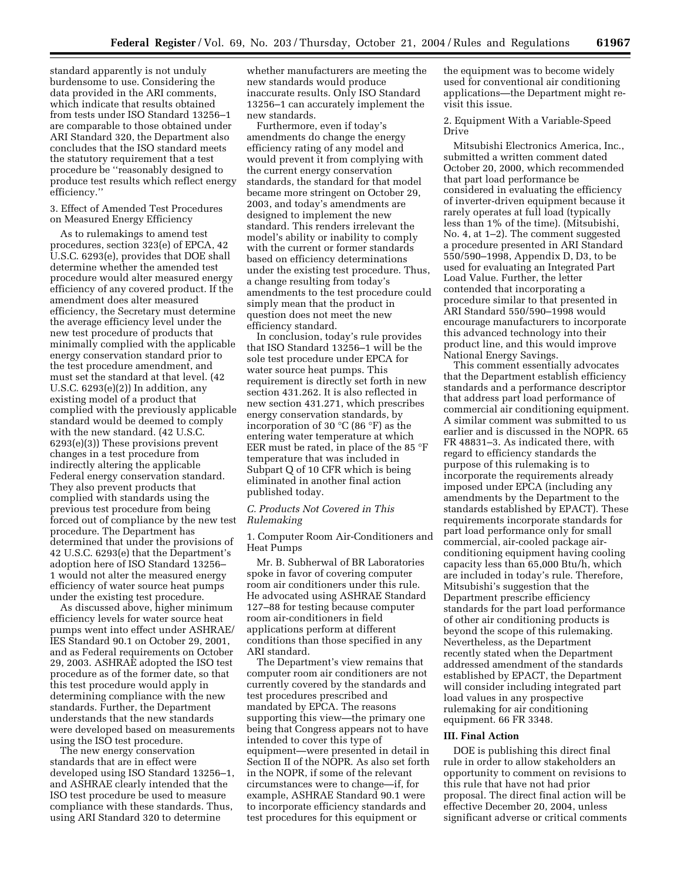standard apparently is not unduly burdensome to use. Considering the data provided in the ARI comments, which indicate that results obtained from tests under ISO Standard 13256–1 are comparable to those obtained under ARI Standard 320, the Department also concludes that the ISO standard meets the statutory requirement that a test procedure be ''reasonably designed to produce test results which reflect energy efficiency.''

3. Effect of Amended Test Procedures on Measured Energy Efficiency

As to rulemakings to amend test procedures, section 323(e) of EPCA, 42 U.S.C. 6293(e), provides that DOE shall determine whether the amended test procedure would alter measured energy efficiency of any covered product. If the amendment does alter measured efficiency, the Secretary must determine the average efficiency level under the new test procedure of products that minimally complied with the applicable energy conservation standard prior to the test procedure amendment, and must set the standard at that level. (42 U.S.C. 6293(e)(2)) In addition, any existing model of a product that complied with the previously applicable standard would be deemed to comply with the new standard. (42 U.S.C. 6293(e)(3)) These provisions prevent changes in a test procedure from indirectly altering the applicable Federal energy conservation standard. They also prevent products that complied with standards using the previous test procedure from being forced out of compliance by the new test procedure. The Department has determined that under the provisions of 42 U.S.C. 6293(e) that the Department's adoption here of ISO Standard 13256–1 would not alter the measured energy efficiency of water source heat pumps under the existing test procedure.

As discussed above, higher minimum efficiency levels for water source heat pumps went into effect under ASHRAE/IES Standard 90.1 on October 29, 2001, and as Federal requirements on October 29, 2003. ASHRAE adopted the ISO test procedure as of the former date, so that this test procedure would apply in determining compliance with the new standards. Further, the Department understands that the new standards were developed based on measurements using the ISO test procedure.

The new energy conservation standards that are in effect were developed using ISO Standard 13256–1, and ASHRAE clearly intended that the ISO test procedure be used to measure compliance with these standards. Thus, using ARI Standard 320 to determine whether manufacturers are meeting the new standards would produce inaccurate results. Only ISO Standard 13256–1 can accurately implement the new standards.

Furthermore, even if today's amendments do change the energy efficiency rating of any model and would prevent it from complying with the current energy conservation standards, the standard for that model became more stringent on October 29, 2003, and today's amendments are designed to implement the new standard. This renders irrelevant the model's ability or inability to comply with the current or former standards based on efficiency determinations under the existing test procedure. Thus, a change resulting from today's amendments to the test procedure could simply mean that the product in question does not meet the new efficiency standard.

In conclusion, today's rule provides that ISO Standard 13256–1 will be the sole test procedure under EPCA for water source heat pumps. This requirement is directly set forth in new section 431.262. It is also reflected in new section 431.271, which prescribes energy conservation standards, by incorporation of 30 °C (86 °F) as the entering water temperature at which EER must be rated, in place of the 85 °F temperature that was included in Subpart Q of 10 CFR which is being eliminated in another final action published today.

*C. Products Not Covered in This Rulemaking*

1. Computer Room Air-Conditioners and Heat Pumps

Mr. B. Subherwal of BR Laboratories spoke in favor of covering computer room air conditioners under this rule. He advocated using ASHRAE Standard 127–88 for testing because computer room air-conditioners in field applications perform at different conditions than those specified in any ARI standard.

The Department's view remains that computer room air conditioners are not currently covered by the standards and test procedures prescribed and mandated by EPCA. The reasons supporting this view—the primary one being that Congress appears not to have intended to cover this type of equipment—were presented in detail in Section II of the NOPR. As also set forth in the NOPR, if some of the relevant circumstances were to change—if, for example, ASHRAE Standard 90.1 were to incorporate efficiency standards and test procedures for this equipment or the equipment was to become widely used for conventional air conditioning applications—the Department might revisit this issue.

2. Equipment With a Variable-Speed Drive

Mitsubishi Electronics America, Inc., submitted a written comment dated October 20, 2000, which recommended that part load performance be considered in evaluating the efficiency of inverter-driven equipment because it rarely operates at full load (typically less than 1% of the time). (Mitsubishi, No. 4, at 1–2). The comment suggested a procedure presented in ARI Standard 550/590–1998, Appendix D, D3, to be used for evaluating an Integrated Part Load Value. Further, the letter contended that incorporating a procedure similar to that presented in ARI Standard 550/590–1998 would encourage manufacturers to incorporate this advanced technology into their product line, and this would improve National Energy Savings.

This comment essentially advocates that the Department establish efficiency standards and a performance descriptor that address part load performance of commercial air conditioning equipment. A similar comment was submitted to us earlier and is discussed in the NOPR. 65 FR 48831–3. As indicated there, with regard to efficiency standards the purpose of this rulemaking is to incorporate the requirements already imposed under EPCA (including any amendments by the Department to the standards established by EPACT). These requirements incorporate standards for part load performance only for small commercial, air-cooled package air-conditioning equipment having cooling capacity less than 65,000 Btu/h, which are included in today's rule. Therefore, Mitsubishi's suggestion that the Department prescribe efficiency standards for the part load performance of other air conditioning products is beyond the scope of this rulemaking. Nevertheless, as the Department recently stated when the Department addressed amendment of the standards established by EPACT, the Department will consider including integrated part load values in any prospective rulemaking for air conditioning equipment. 66 FR 3348.

## III. Final Action

DOE is publishing this direct final rule in order to allow stakeholders an opportunity to comment on revisions to this rule that have not had prior proposal. The direct final action will be effective December 20, 2004, unless significant adverse or critical comments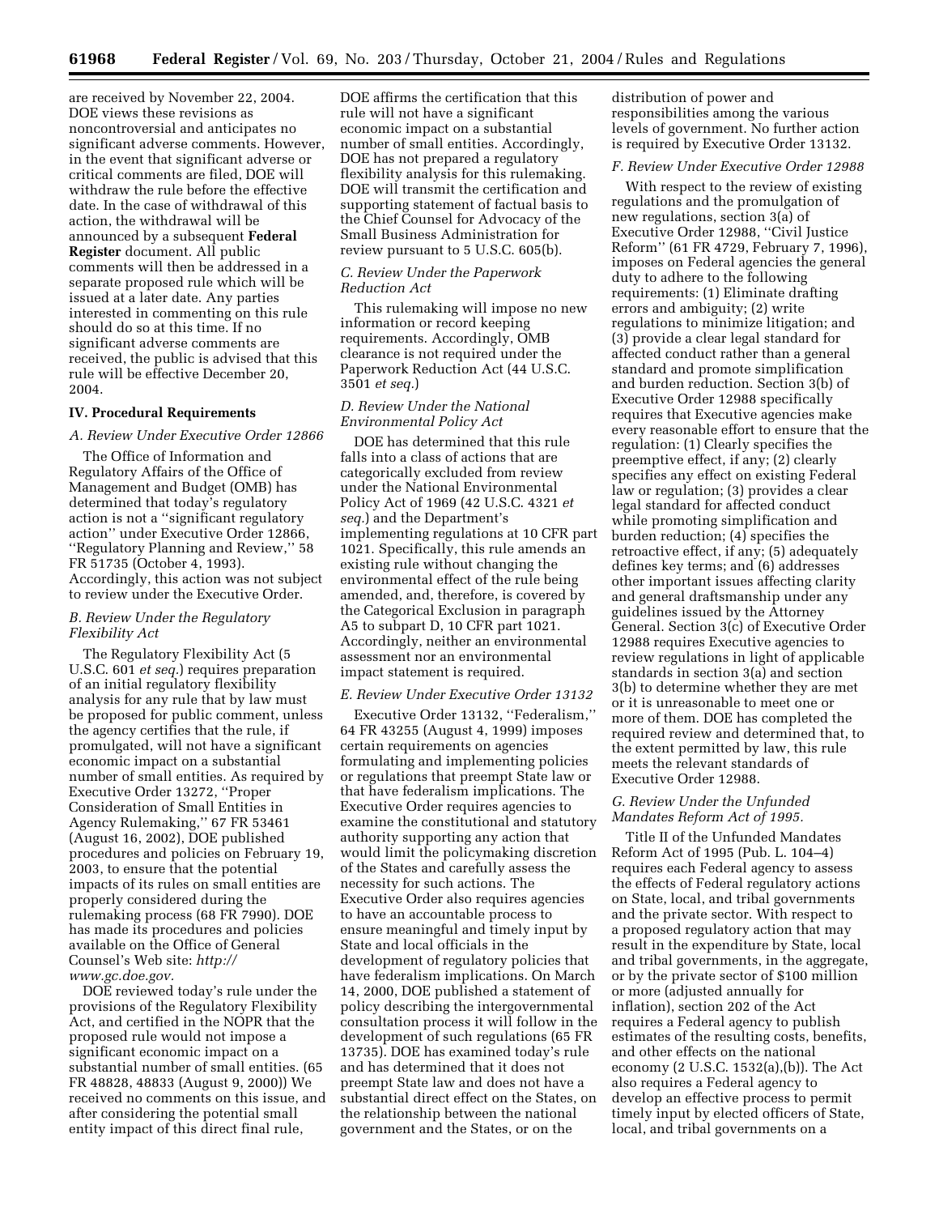are received by November 22, 2004. DOE views these revisions as noncontroversial and anticipates no significant adverse comments. However, in the event that significant adverse or critical comments are filed, DOE will withdraw the rule before the effective date. In the case of withdrawal of this action, the withdrawal will be announced by a subsequent **Federal Register** document. All public comments will then be addressed in a separate proposed rule which will be issued at a later date. Any parties interested in commenting on this rule should do so at this time. If no significant adverse comments are received, the public is advised that this rule will be effective December 20, 2004.

**IV. Procedural Requirements**

*A. Review Under Executive Order 12866*

The Office of Information and Regulatory Affairs of the Office of Management and Budget (OMB) has determined that today's regulatory action is not a ''significant regulatory action'' under Executive Order 12866, ''Regulatory Planning and Review,'' 58 FR 51735 (October 4, 1993). Accordingly, this action was not subject to review under the Executive Order.

*B. Review Under the Regulatory Flexibility Act*

The Regulatory Flexibility Act (5 U.S.C. 601 *et seq.*) requires preparation of an initial regulatory flexibility analysis for any rule that by law must be proposed for public comment, unless the agency certifies that the rule, if promulgated, will not have a significant economic impact on a substantial number of small entities. As required by Executive Order 13272, ''Proper Consideration of Small Entities in Agency Rulemaking,'' 67 FR 53461 (August 16, 2002), DOE published procedures and policies on February 19, 2003, to ensure that the potential impacts of its rules on small entities are properly considered during the rulemaking process (68 FR 7990). DOE has made its procedures and policies available on the Office of General Counsel's Web site: *http://www.gc.doe.gov.*

DOE reviewed today's rule under the provisions of the Regulatory Flexibility Act, and certified in the NOPR that the proposed rule would not impose a significant economic impact on a substantial number of small entities. (65 FR 48828, 48833 (August 9, 2000)) We received no comments on this issue, and after considering the potential small entity impact of this direct final rule, DOE affirms the certification that this rule will not have a significant economic impact on a substantial number of small entities. Accordingly, DOE has not prepared a regulatory flexibility analysis for this rulemaking. DOE will transmit the certification and supporting statement of factual basis to the Chief Counsel for Advocacy of the Small Business Administration for review pursuant to 5 U.S.C. 605(b).

*C. Review Under the Paperwork Reduction Act*

This rulemaking will impose no new information or record keeping requirements. Accordingly, OMB clearance is not required under the Paperwork Reduction Act (44 U.S.C. 3501 *et seq.*)

*D. Review Under the National Environmental Policy Act*

DOE has determined that this rule falls into a class of actions that are categorically excluded from review under the National Environmental Policy Act of 1969 (42 U.S.C. 4321 *et seq.*) and the Department's implementing regulations at 10 CFR part 1021. Specifically, this rule amends an existing rule without changing the environmental effect of the rule being amended, and, therefore, is covered by the Categorical Exclusion in paragraph A5 to subpart D, 10 CFR part 1021. Accordingly, neither an environmental assessment nor an environmental impact statement is required.

*E. Review Under Executive Order 13132*

Executive Order 13132, ''Federalism,'' 64 FR 43255 (August 4, 1999) imposes certain requirements on agencies formulating and implementing policies or regulations that preempt State law or that have federalism implications. The Executive Order requires agencies to examine the constitutional and statutory authority supporting any action that would limit the policymaking discretion of the States and carefully assess the necessity for such actions. The Executive Order also requires agencies to have an accountable process to ensure meaningful and timely input by State and local officials in the development of regulatory policies that have federalism implications. On March 14, 2000, DOE published a statement of policy describing the intergovernmental consultation process it will follow in the development of such regulations (65 FR 13735). DOE has examined today's rule and has determined that it does not preempt State law and does not have a substantial direct effect on the States, on the relationship between the national government and the States, or on the distribution of power and responsibilities among the various levels of government. No further action is required by Executive Order 13132.

*F. Review Under Executive Order 12988*

With respect to the review of existing regulations and the promulgation of new regulations, section 3(a) of Executive Order 12988, ''Civil Justice Reform'' (61 FR 4729, February 7, 1996), imposes on Federal agencies the general duty to adhere to the following requirements: (1) Eliminate drafting errors and ambiguity; (2) write regulations to minimize litigation; and (3) provide a clear legal standard for affected conduct rather than a general standard and promote simplification and burden reduction. Section 3(b) of Executive Order 12988 specifically requires that Executive agencies make every reasonable effort to ensure that the regulation: (1) Clearly specifies the preemptive effect, if any; (2) clearly specifies any effect on existing Federal law or regulation; (3) provides a clear legal standard for affected conduct while promoting simplification and burden reduction; (4) specifies the retroactive effect, if any; (5) adequately defines key terms; and (6) addresses other important issues affecting clarity and general draftsmanship under any guidelines issued by the Attorney General. Section 3(c) of Executive Order 12988 requires Executive agencies to review regulations in light of applicable standards in section 3(a) and section 3(b) to determine whether they are met or it is unreasonable to meet one or more of them. DOE has completed the required review and determined that, to the extent permitted by law, this rule meets the relevant standards of Executive Order 12988.

*G. Review Under the Unfunded Mandates Reform Act of 1995.*

Title II of the Unfunded Mandates Reform Act of 1995 (Pub. L. 104–4) requires each Federal agency to assess the effects of Federal regulatory actions on State, local, and tribal governments and the private sector. With respect to a proposed regulatory action that may result in the expenditure by State, local and tribal governments, in the aggregate, or by the private sector of $100 million or more (adjusted annually for inflation), section 202 of the Act requires a Federal agency to publish estimates of the resulting costs, benefits, and other effects on the national economy (2 U.S.C. 1532(a),(b)). The Act also requires a Federal agency to develop an effective process to permit timely input by elected officers of State, local, and tribal governments on a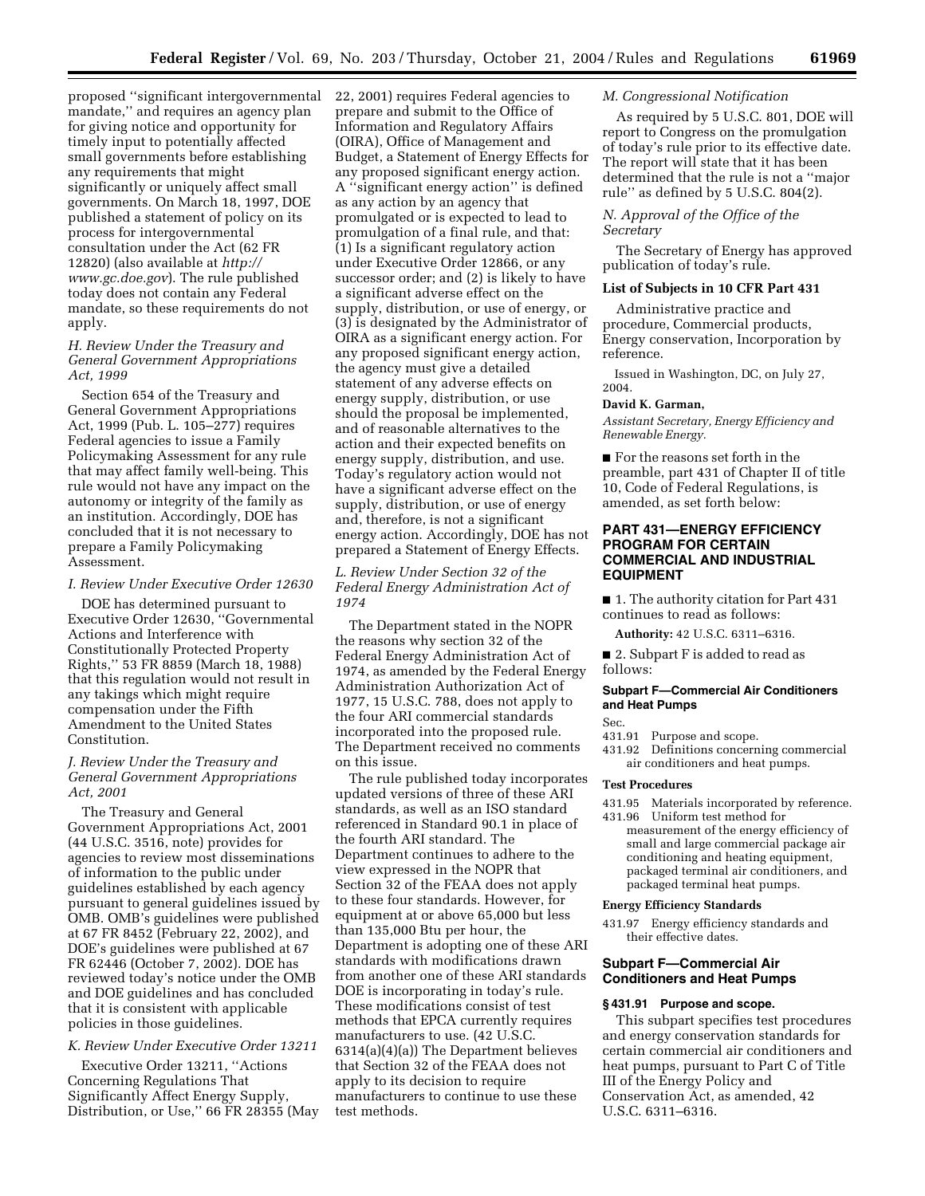proposed ''significant intergovernmental mandate,'' and requires an agency plan for giving notice and opportunity for timely input to potentially affected small governments before establishing any requirements that might significantly or uniquely affect small governments. On March 18, 1997, DOE published a statement of policy on its process for intergovernmental consultation under the Act (62 FR 12820) (also available at *http://www.gc.doe.gov*). The rule published today does not contain any Federal mandate, so these requirements do not apply.

### *H. Review Under the Treasury and General Government Appropriations Act, 1999*

Section 654 of the Treasury and General Government Appropriations Act, 1999 (Pub. L. 105–277) requires Federal agencies to issue a Family Policymaking Assessment for any rule that may affect family well-being. This rule would not have any impact on the autonomy or integrity of the family as an institution. Accordingly, DOE has concluded that it is not necessary to prepare a Family Policymaking Assessment.

### *I. Review Under Executive Order 12630*

DOE has determined pursuant to Executive Order 12630, ''Governmental Actions and Interference with Constitutionally Protected Property Rights,'' 53 FR 8859 (March 18, 1988) that this regulation would not result in any takings which might require compensation under the Fifth Amendment to the United States Constitution.

### *J. Review Under the Treasury and General Government Appropriations Act, 2001*

The Treasury and General Government Appropriations Act, 2001 (44 U.S.C. 3516, note) provides for agencies to review most disseminations of information to the public under guidelines established by each agency pursuant to general guidelines issued by OMB. OMB's guidelines were published at 67 FR 8452 (February 22, 2002), and DOE's guidelines were published at 67 FR 62446 (October 7, 2002). DOE has reviewed today's notice under the OMB and DOE guidelines and has concluded that it is consistent with applicable policies in those guidelines.

### *K. Review Under Executive Order 13211*

Executive Order 13211, ''Actions Concerning Regulations That Significantly Affect Energy Supply, Distribution, or Use,'' 66 FR 28355 (May 22, 2001) requires Federal agencies to prepare and submit to the Office of Information and Regulatory Affairs (OIRA), Office of Management and Budget, a Statement of Energy Effects for any proposed significant energy action. A ''significant energy action'' is defined as any action by an agency that promulgated or is expected to lead to promulgation of a final rule, and that: (1) Is a significant regulatory action under Executive Order 12866, or any successor order; and (2) is likely to have a significant adverse effect on the supply, distribution, or use of energy, or (3) is designated by the Administrator of OIRA as a significant energy action. For any proposed significant energy action, the agency must give a detailed statement of any adverse effects on energy supply, distribution, or use should the proposal be implemented, and of reasonable alternatives to the action and their expected benefits on energy supply, distribution, and use. Today's regulatory action would not have a significant adverse effect on the supply, distribution, or use of energy and, therefore, is not a significant energy action. Accordingly, DOE has not prepared a Statement of Energy Effects.

### *L. Review Under Section 32 of the Federal Energy Administration Act of 1974*

The Department stated in the NOPR the reasons why section 32 of the Federal Energy Administration Act of 1974, as amended by the Federal Energy Administration Authorization Act of 1977, 15 U.S.C. 788, does not apply to the four ARI commercial standards incorporated into the proposed rule. The Department received no comments on this issue.

The rule published today incorporates updated versions of three of these ARI standards, as well as an ISO standard referenced in Standard 90.1 in place of the fourth ARI standard. The Department continues to adhere to the view expressed in the NOPR that Section 32 of the FEAA does not apply to these four standards. However, for equipment at or above 65,000 but less than 135,000 Btu per hour, the Department is adopting one of these ARI standards with modifications drawn from another one of these ARI standards DOE is incorporating in today's rule. These modifications consist of test methods that EPCA currently requires manufacturers to use. (42 U.S.C. 6314(a)(4)(a)) The Department believes that Section 32 of the FEAA does not apply to its decision to require manufacturers to continue to use these test methods.

### *M. Congressional Notification*

As required by 5 U.S.C. 801, DOE will report to Congress on the promulgation of today's rule prior to its effective date. The report will state that it has been determined that the rule is not a ''major rule'' as defined by 5 U.S.C. 804(2).

### *N. Approval of the Office of the Secretary*

The Secretary of Energy has approved publication of today's rule.

**List of Subjects in 10 CFR Part 431**

Administrative practice and procedure, Commercial products, Energy conservation, Incorporation by reference.

Issued in Washington, DC, on July 27, 2004.

**David K. Garman,**

*Assistant Secretary, Energy Efficiency and Renewable Energy.*

■ For the reasons set forth in the preamble, part 431 of Chapter II of title 10, Code of Federal Regulations, is amended, as set forth below:

## PART 431—ENERGY EFFICIENCY PROGRAM FOR CERTAIN COMMERCIAL AND INDUSTRIAL EQUIPMENT

■ 1. The authority citation for Part 431 continues to read as follows:

**Authority:** 42 U.S.C. 6311–6316.

■ 2. Subpart F is added to read as follows:

### Subpart F—Commercial Air Conditioners and Heat Pumps

Sec.
431.91 Purpose and scope.
431.92 Definitions concerning commercial air conditioners and heat pumps.

**Test Procedures**

431.95 Materials incorporated by reference.
431.96 Uniform test method for measurement of the energy efficiency of small and large commercial package air conditioning and heating equipment, packaged terminal air conditioners, and packaged terminal heat pumps.

**Energy Efficiency Standards**

431.97 Energy efficiency standards and their effective dates.

### Subpart F—Commercial Air Conditioners and Heat Pumps

**§ 431.91 Purpose and scope.**

This subpart specifies test procedures and energy conservation standards for certain commercial air conditioners and heat pumps, pursuant to Part C of Title III of the Energy Policy and Conservation Act, as amended, 42 U.S.C. 6311–6316.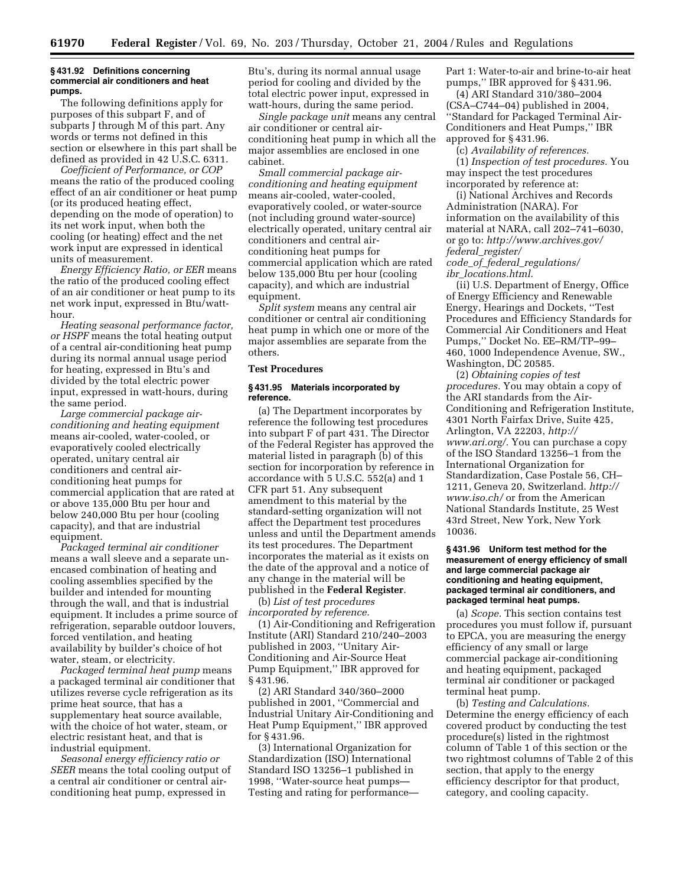**§ 431.92 Definitions concerning commercial air conditioners and heat pumps.**

The following definitions apply for purposes of this subpart F, and of subparts J through M of this part. Any words or terms not defined in this section or elsewhere in this part shall be defined as provided in 42 U.S.C. 6311.

*Coefficient of Performance, or COP* means the ratio of the produced cooling effect of an air conditioner or heat pump (or its produced heating effect, depending on the mode of operation) to its net work input, when both the cooling (or heating) effect and the net work input are expressed in identical units of measurement.

*Energy Efficiency Ratio, or EER* means the ratio of the produced cooling effect of an air conditioner or heat pump to its net work input, expressed in Btu/watt-hour.

*Heating seasonal performance factor, or HSPF* means the total heating output of a central air-conditioning heat pump during its normal annual usage period for heating, expressed in Btu's and divided by the total electric power input, expressed in watt-hours, during the same period.

*Large commercial package air-conditioning and heating equipment* means air-cooled, water-cooled, or evaporatively cooled electrically operated, unitary central air conditioners and central air-conditioning heat pumps for commercial application that are rated at or above 135,000 Btu per hour and below 240,000 Btu per hour (cooling capacity), and that are industrial equipment.

*Packaged terminal air conditioner* means a wall sleeve and a separate un-encased combination of heating and cooling assemblies specified by the builder and intended for mounting through the wall, and that is industrial equipment. It includes a prime source of refrigeration, separable outdoor louvers, forced ventilation, and heating availability by builder's choice of hot water, steam, or electricity.

*Packaged terminal heat pump* means a packaged terminal air conditioner that utilizes reverse cycle refrigeration as its prime heat source, that has a supplementary heat source available, with the choice of hot water, steam, or electric resistant heat, and that is industrial equipment.

*Seasonal energy efficiency ratio or SEER* means the total cooling output of a central air conditioner or central air-conditioning heat pump, expressed in Btu's, during its normal annual usage period for cooling and divided by the total electric power input, expressed in watt-hours, during the same period.

*Single package unit* means any central air conditioner or central air-conditioning heat pump in which all the major assemblies are enclosed in one cabinet.

*Small commercial package air-conditioning and heating equipment* means air-cooled, water-cooled, evaporatively cooled, or water-source (not including ground water-source) electrically operated, unitary central air conditioners and central air-conditioning heat pumps for commercial application which are rated below 135,000 Btu per hour (cooling capacity), and which are industrial equipment.

*Split system* means any central air conditioner or central air conditioning heat pump in which one or more of the major assemblies are separate from the others.

## Test Procedures

**§ 431.95 Materials incorporated by reference.**

(a) The Department incorporates by reference the following test procedures into subpart F of part 431. The Director of the Federal Register has approved the material listed in paragraph (b) of this section for incorporation by reference in accordance with 5 U.S.C. 552(a) and 1 CFR part 51. Any subsequent amendment to this material by the standard-setting organization will not affect the Department test procedures unless and until the Department amends its test procedures. The Department incorporates the material as it exists on the date of the approval and a notice of any change in the material will be published in the **Federal Register**.

(b) *List of test procedures incorporated by reference.*

(1) Air-Conditioning and Refrigeration Institute (ARI) Standard 210/240–2003 published in 2003, "Unitary Air-Conditioning and Air-Source Heat Pump Equipment," IBR approved for § 431.96.

(2) ARI Standard 340/360–2000 published in 2001, "Commercial and Industrial Unitary Air-Conditioning and Heat Pump Equipment," IBR approved for § 431.96.

(3) International Organization for Standardization (ISO) International Standard ISO 13256–1 published in 1998, "Water-source heat pumps—Testing and rating for performance—Part 1: Water-to-air and brine-to-air heat pumps," IBR approved for § 431.96.

(4) ARI Standard 310/380–2004 (CSA–C744–04) published in 2004, "Standard for Packaged Terminal Air-Conditioners and Heat Pumps," IBR approved for § 431.96.

(c) *Availability of references.*

(1) *Inspection of test procedures.* You may inspect the test procedures incorporated by reference at:

(i) National Archives and Records Administration (NARA). For information on the availability of this material at NARA, call 202–741–6030, or go to: *http://www.archives.gov/federal_register/code_of_federal_regulations/ibr_locations.html.*

(ii) U.S. Department of Energy, Office of Energy Efficiency and Renewable Energy, Hearings and Dockets, "Test Procedures and Efficiency Standards for Commercial Air Conditioners and Heat Pumps," Docket No. EE–RM/TP–99–460, 1000 Independence Avenue, SW., Washington, DC 20585.

(2) *Obtaining copies of test procedures.* You may obtain a copy of the ARI standards from the Air-Conditioning and Refrigeration Institute, 4301 North Fairfax Drive, Suite 425, Arlington, VA 22203, *http://www.ari.org/.* You can purchase a copy of the ISO Standard 13256–1 from the International Organization for Standardization, Case Postale 56, CH–1211, Geneva 20, Switzerland. *http://www.iso.ch/* or from the American National Standards Institute, 25 West 43rd Street, New York, New York 10036.

**§ 431.96 Uniform test method for the measurement of energy efficiency of small and large commercial package air conditioning and heating equipment, packaged terminal air conditioners, and packaged terminal heat pumps.**

(a) *Scope.* This section contains test procedures you must follow if, pursuant to EPCA, you are measuring the energy efficiency of any small or large commercial package air-conditioning and heating equipment, packaged terminal air conditioner or packaged terminal heat pump.

(b) *Testing and Calculations.* Determine the energy efficiency of each covered product by conducting the test procedure(s) listed in the rightmost column of Table 1 of this section or the two rightmost columns of Table 2 of this section, that apply to the energy efficiency descriptor for that product, category, and cooling capacity.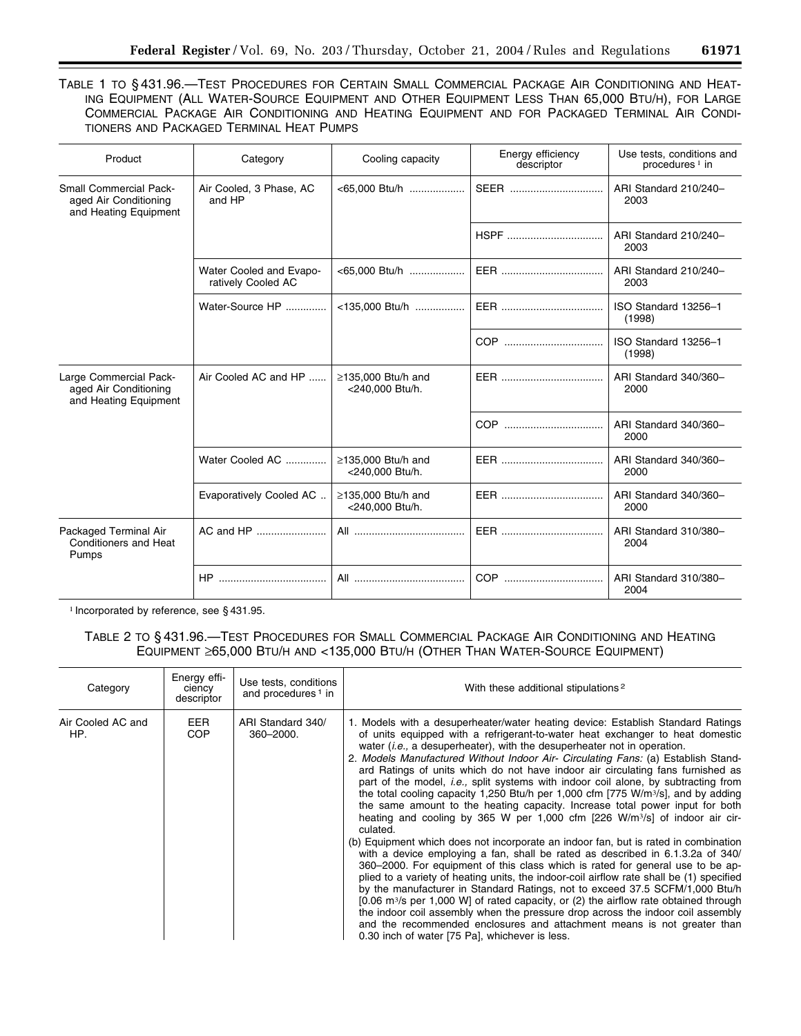TABLE 1 TO § 431.96.—TEST PROCEDURES FOR CERTAIN SMALL COMMERCIAL PACKAGE AIR CONDITIONING AND HEATING EQUIPMENT (ALL WATER-SOURCE EQUIPMENT AND OTHER EQUIPMENT LESS THAN 65,000 BTU/H), FOR LARGE COMMERCIAL PACKAGE AIR CONDITIONING AND HEATING EQUIPMENT AND FOR PACKAGED TERMINAL AIR CONDITIONERS AND PACKAGED TERMINAL HEAT PUMPS

| Product | Category | Cooling capacity | Energy efficiency descriptor | Use tests, conditions and procedures [1] in |
| --- | --- | --- | --- | --- |
| Small Commercial Packaged Air Conditioning and Heating Equipment | Air Cooled, 3 Phase, AC and HP | <65,000 Btu/h | SEER | ARI Standard 210/240–2003 |
| | | | HSPF | ARI Standard 210/240–2003 |
| | Water Cooled and Evaporatively Cooled AC | <65,000 Btu/h | EER | ARI Standard 210/240–2003 |
| | Water-Source HP | <135,000 Btu/h | EER | ISO Standard 13256–1 (1998) |
| | | | COP | ISO Standard 13256–1 (1998) |
| Large Commercial Packaged Air Conditioning and Heating Equipment | Air Cooled AC and HP | ≥135,000 Btu/h and <240,000 Btu/h. | EER | ARI Standard 340/360–2000 |
| | | | COP | ARI Standard 340/360–2000 |
| | Water Cooled AC | ≥135,000 Btu/h and <240,000 Btu/h. | EER | ARI Standard 340/360–2000 |
| | Evaporatively Cooled AC | ≥135,000 Btu/h and <240,000 Btu/h. | EER | ARI Standard 340/360–2000 |
| Packaged Terminal Air Conditioners and Heat Pumps | AC and HP | All | EER | ARI Standard 310/380–2004 |
| | HP | All | COP | ARI Standard 310/380–2004 |

[1] Incorporated by reference, see § 431.95.

TABLE 2 TO § 431.96.—TEST PROCEDURES FOR SMALL COMMERCIAL PACKAGE AIR CONDITIONING AND HEATING EQUIPMENT ≥65,000 BTU/H AND <135,000 BTU/H (OTHER THAN WATER-SOURCE EQUIPMENT)

| Category | Energy efficiency descriptor | Use tests, conditions and procedures [1] in | With these additional stipulations [2] |
| --- | --- | --- | --- |
| Air Cooled AC and HP. | EER COP | ARI Standard 340/360–2000. | 1. Models with a desuperheater/water heating device: Establish Standard Ratings of units equipped with a refrigerant-to-water heat exchanger to heat domestic water (*i.e.,* a desuperheater), with the desuperheater not in operation. 2. *Models Manufactured Without Indoor Air- Circulating Fans:* (a) Establish Standard Ratings of units which do not have indoor air circulating fans furnished as part of the model, *i.e.,* split systems with indoor coil alone, by subtracting from the total cooling capacity 1,250 Btu/h per 1,000 cfm [775 W/m$^3$/s], and by adding the same amount to the heating capacity. Increase total power input for both heating and cooling by 365 W per 1,000 cfm [226 W/m$^3$/s] of indoor air circulated. (b) Equipment which does not incorporate an indoor fan, but is rated in combination with a device employing a fan, shall be rated as described in 6.1.3.2a of 340/360–2000. For equipment of this class which is rated for general use to be applied to a variety of heating units, the indoor-coil airflow rate shall be (1) specified by the manufacturer in Standard Ratings, not to exceed 37.5 SCFM/1,000 Btu/h [0.06 m$^3$/s per 1,000 W] of rated capacity, or (2) the airflow rate obtained through the indoor coil assembly when the pressure drop across the indoor coil assembly and the recommended enclosures and attachment means is not greater than 0.30 inch of water [75 Pa], whichever is less. |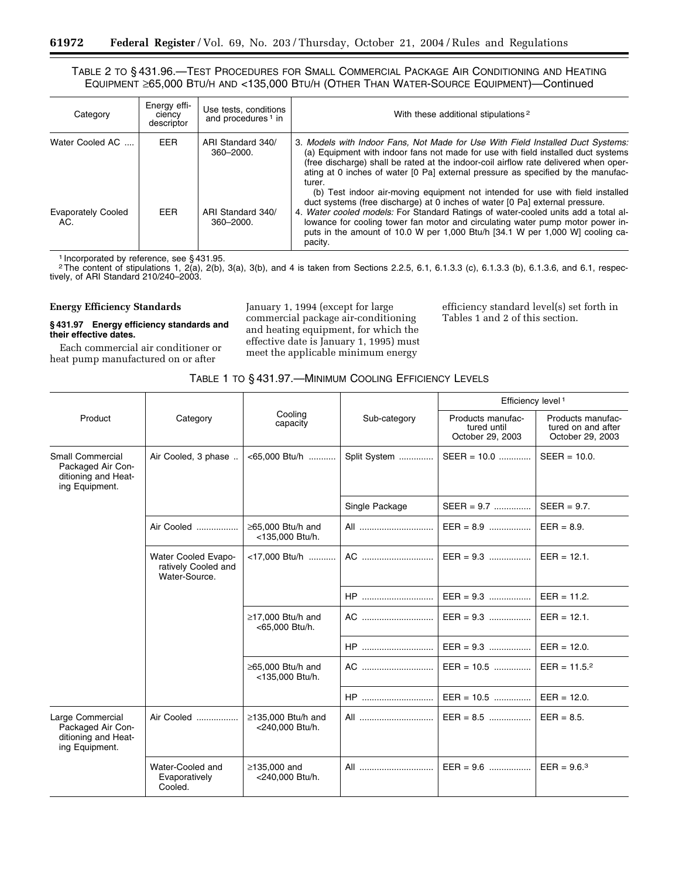TABLE 2 TO § 431.96.—TEST PROCEDURES FOR SMALL COMMERCIAL PACKAGE AIR CONDITIONING AND HEATING EQUIPMENT ≥65,000 BTU/H AND <135,000 BTU/H (OTHER THAN WATER-SOURCE EQUIPMENT)—Continued

| Category | Energy efficiency descriptor | Use tests, conditions and procedures [1] in | With these additional stipulations [2] |
|---|---|---|---|
| Water Cooled AC .... | EER | ARI Standard 340/360–2000. | 3. *Models with Indoor Fans, Not Made for Use With Field Installed Duct Systems:* (a) Equipment with indoor fans not made for use with field installed duct systems (free discharge) shall be rated at the indoor-coil airflow rate delivered when operating at 0 inches of water [0 Pa] external pressure as specified by the manufacturer. (b) Test indoor air-moving equipment not intended for use with field installed duct systems (free discharge) at 0 inches of water [0 Pa] external pressure. |
| Evaporately Cooled AC. | EER | ARI Standard 340/360–2000. | 4. *Water cooled models:* For Standard Ratings of water-cooled units add a total allowance for cooling tower fan motor and circulating water pump motor power inputs in the amount of 10.0 W per 1,000 Btu/h [34.1 W per 1,000 W] cooling capacity. |

[1] Incorporated by reference, see § 431.95.

[2] The content of stipulations 1, 2(a), 2(b), 3(a), 3(b), and 4 is taken from Sections 2.2.5, 6.1, 6.1.3.3 (c), 6.1.3.3 (b), 6.1.3.6, and 6.1, respectively, of ARI Standard 210/240–2003.

## Energy Efficiency Standards

### § 431.97 Energy efficiency standards and their effective dates.

Each commercial air conditioner or heat pump manufactured on or after January 1, 1994 (except for large commercial package air-conditioning and heating equipment, for which the effective date is January 1, 1995) must meet the applicable minimum energy efficiency standard level(s) set forth in Tables 1 and 2 of this section.

TABLE 1 TO § 431.97.—MINIMUM COOLING EFFICIENCY LEVELS

| Product | Category | Cooling capacity | Sub-category | Efficiency level [1] | |
|---|---|---|---|---|---|
| | | | | Products manufactured until October 29, 2003 | Products manufactured on and after October 29, 2003 |
| Small Commercial Packaged Air Conditioning and Heating Equipment. | Air Cooled, 3 phase .. | <65,000 Btu/h ........... | Split System ............. | SEER = 10.0 ............ | SEER = 10.0. |
| | | | Single Package | SEER = 9.7 ............... | SEER = 9.7. |
| | Air Cooled ................. | ≥65,000 Btu/h and <135,000 Btu/h. | All ............................. | EER = 8.9 ................ | EER = 8.9. |
| | Water Cooled Evaporatively Cooled and Water-Source. | <17,000 Btu/h ........... | AC ............................ | EER = 9.3 ................ | EER = 12.1. |
| | | | HP ............................ | EER = 9.3 ................ | EER = 11.2. |
| | | ≥17,000 Btu/h and <65,000 Btu/h. | AC ............................ | EER = 9.3 ................ | EER = 12.1. |
| | | | HP ............................ | EER = 9.3 ................ | EER = 12.0. |
| | | ≥65,000 Btu/h and <135,000 Btu/h. | AC ............................ | EER = 10.5 ............... | EER = 11.5.[2] |
| | | | HP ............................ | EER = 10.5 ............... | EER = 12.0. |
| Large Commercial Packaged Air Conditioning and Heating Equipment. | Air Cooled ................. | ≥135,000 Btu/h and <240,000 Btu/h. | All ............................. | EER = 8.5 ................ | EER = 8.5. |
| | Water-Cooled and Evaporatively Cooled. | ≥135,000 and <240,000 Btu/h. | All ............................. | EER = 9.6 ................ | EER = 9.6.[3] |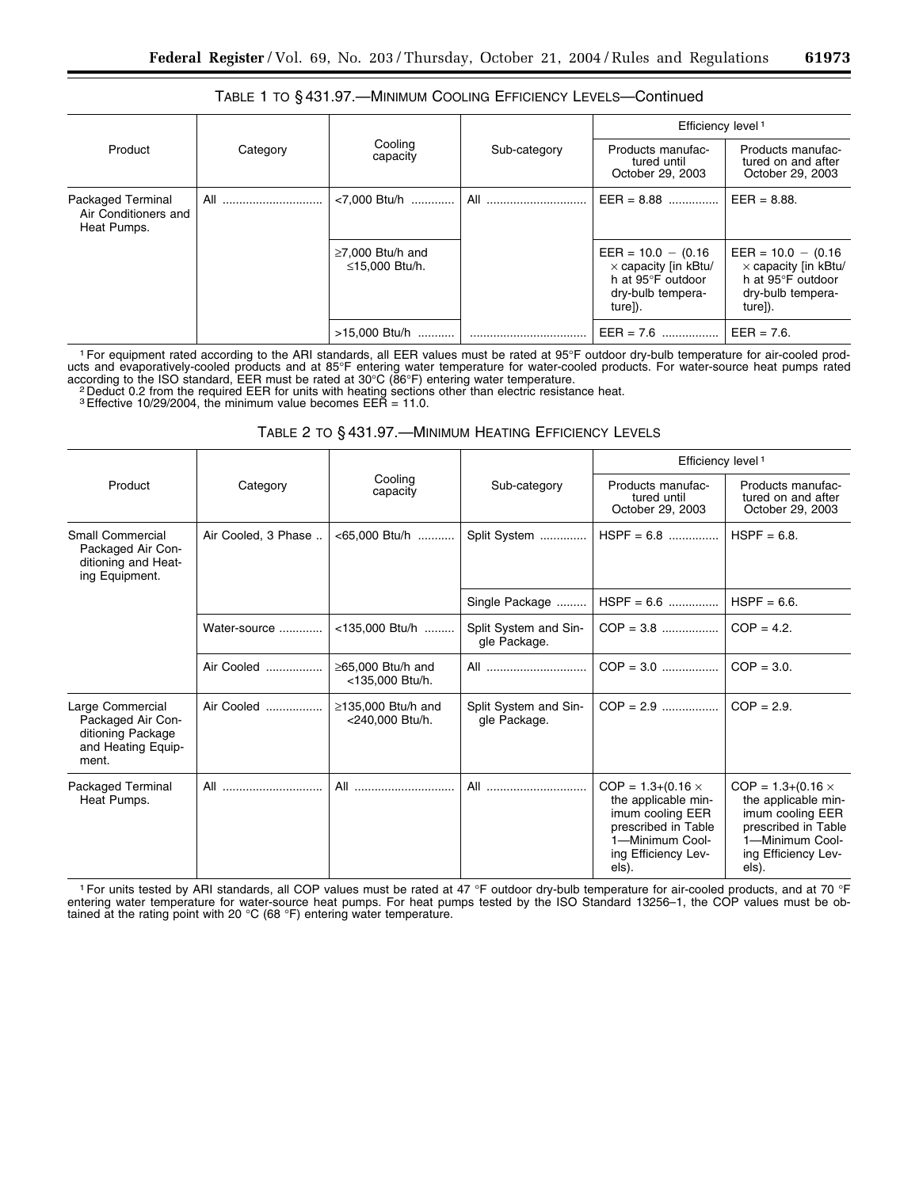TABLE 1 TO § 431.97.—MINIMUM COOLING EFFICIENCY LEVELS—Continued

| Product | Category | Cooling capacity | Sub-category | Efficiency level [1] | |
|---|---|---|---|---|---|
| | | | | Products manufactured until October 29, 2003 | Products manufactured on and after October 29, 2003 |
| Packaged Terminal Air Conditioners and Heat Pumps. | All | <7,000 Btu/h | All | EER = 8.88 | EER = 8.88. |
| | | ≥7,000 Btu/h and ≤15,000 Btu/h. | | EER = 10.0 − (0.16 × capacity [in kBtu/h at 95°F outdoor dry-bulb temperature]). | EER = 10.0 − (0.16 × capacity [in kBtu/h at 95°F outdoor dry-bulb temperature]). |
| | | >15,000 Btu/h | | EER = 7.6 | EER = 7.6. |

[1] For equipment rated according to the ARI standards, all EER values must be rated at 95°F outdoor dry-bulb temperature for air-cooled products and evaporatively-cooled products and at 85°F entering water temperature for water-cooled products. For water-source heat pumps rated according to the ISO standard, EER must be rated at 30°C (86°F) entering water temperature.
[2] Deduct 0.2 from the required EER for units with heating sections other than electric resistance heat.
[3] Effective 10/29/2004, the minimum value becomes EER = 11.0.

TABLE 2 TO § 431.97.—MINIMUM HEATING EFFICIENCY LEVELS

| Product | Category | Cooling capacity | Sub-category | Efficiency level [1] | |
|---|---|---|---|---|---|
| | | | | Products manufactured until October 29, 2003 | Products manufactured on and after October 29, 2003 |
| Small Commercial Packaged Air Conditioning and Heating Equipment. | Air Cooled, 3 Phase | <65,000 Btu/h | Split System | HSPF = 6.8 | HSPF = 6.8. |
| | | | Single Package | HSPF = 6.6 | HSPF = 6.6. |
| | Water-source | <135,000 Btu/h | Split System and Single Package. | COP = 3.8 | COP = 4.2. |
| | Air Cooled | ≥65,000 Btu/h and <135,000 Btu/h. | All | COP = 3.0 | COP = 3.0. |
| Large Commercial Packaged Air Conditioning Package and Heating Equipment. | Air Cooled | ≥135,000 Btu/h and <240,000 Btu/h. | Split System and Single Package. | COP = 2.9 | COP = 2.9. |
| Packaged Terminal Heat Pumps. | All | All | All | COP = 1.3+(0.16 × the applicable minimum cooling EER prescribed in Table 1—Minimum Cooling Efficiency Levels). | COP = 1.3+(0.16 × the applicable minimum cooling EER prescribed in Table 1—Minimum Cooling Efficiency Levels). |

[1] For units tested by ARI standards, all COP values must be rated at 47 °F outdoor dry-bulb temperature for air-cooled products, and at 70 °F entering water temperature for water-source heat pumps. For heat pumps tested by the ISO Standard 13256–1, the COP values must be obtained at the rating point with 20 °C (68 °F) entering water temperature.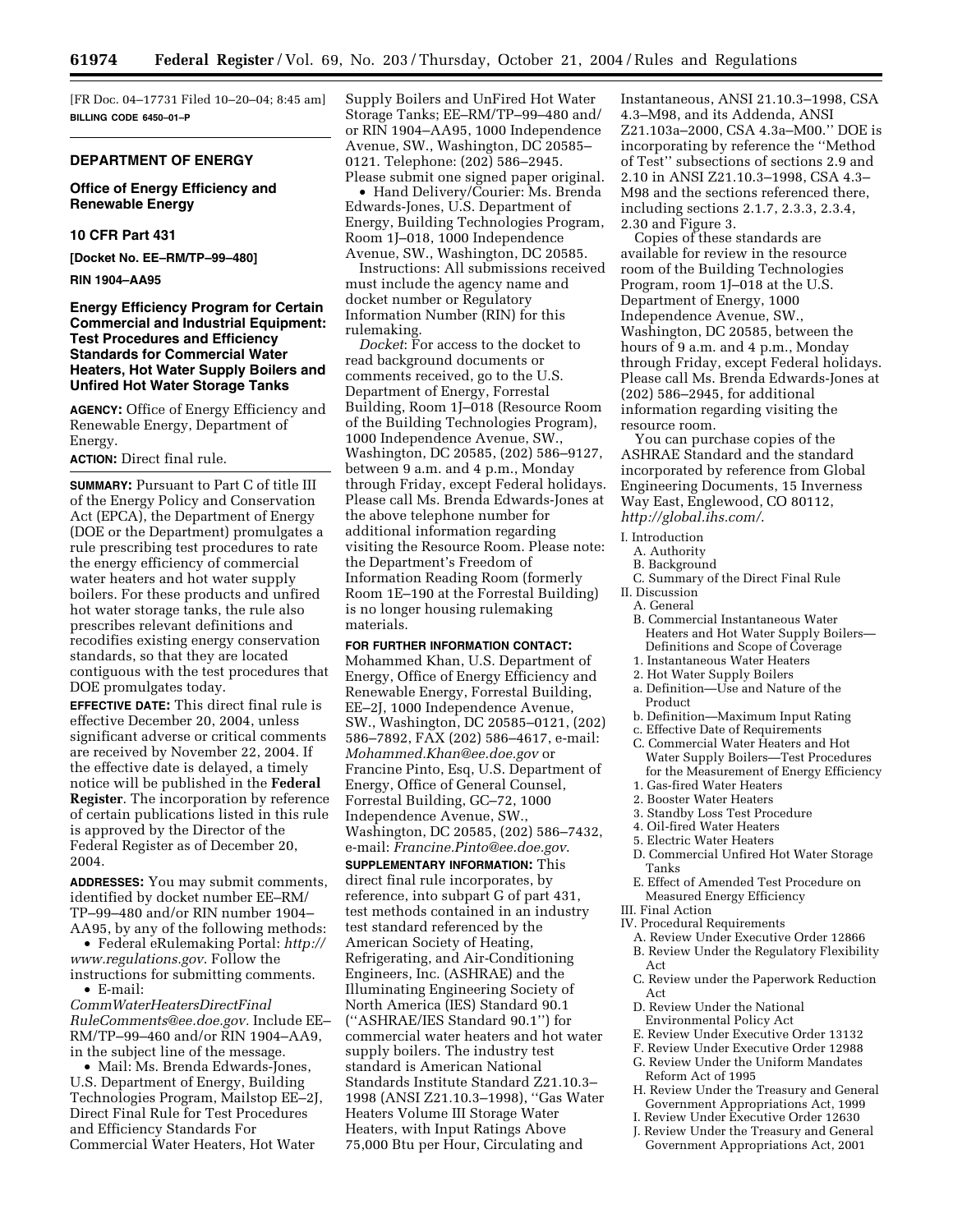[FR Doc. 04–17731 Filed 10–20–04; 8:45 am]

**BILLING CODE 6450–01–P**

## DEPARTMENT OF ENERGY

### Office of Energy Efficiency and Renewable Energy

### 10 CFR Part 431

**[Docket No. EE–RM/TP–99–480]**

**RIN 1904–AA95**

### Energy Efficiency Program for Certain Commercial and Industrial Equipment: Test Procedures and Efficiency Standards for Commercial Water Heaters, Hot Water Supply Boilers and Unfired Hot Water Storage Tanks

**AGENCY:** Office of Energy Efficiency and Renewable Energy, Department of Energy.

**ACTION:** Direct final rule.

**SUMMARY:** Pursuant to Part C of title III of the Energy Policy and Conservation Act (EPCA), the Department of Energy (DOE or the Department) promulgates a rule prescribing test procedures to rate the energy efficiency of commercial water heaters and hot water supply boilers. For these products and unfired hot water storage tanks, the rule also prescribes relevant definitions and recodifies existing energy conservation standards, so that they are located contiguous with the test procedures that DOE promulgates today.

**EFFECTIVE DATE:** This direct final rule is effective December 20, 2004, unless significant adverse or critical comments are received by November 22, 2004. If the effective date is delayed, a timely notice will be published in the **Federal Register**. The incorporation by reference of certain publications listed in this rule is approved by the Director of the Federal Register as of December 20, 2004.

**ADDRESSES:** You may submit comments, identified by docket number EE–RM/TP–99–480 and/or RIN number 1904–AA95, by any of the following methods:

- Federal eRulemaking Portal: *http://www.regulations.gov*. Follow the instructions for submitting comments.
- E-mail: *CommWaterHeatersDirectFinalRuleComments@ee.doe.gov*. Include EE–RM/TP–99–460 and/or RIN 1904–AA9, in the subject line of the message.
- Mail: Ms. Brenda Edwards-Jones, U.S. Department of Energy, Building Technologies Program, Mailstop EE–2J, Direct Final Rule for Test Procedures and Efficiency Standards For Commercial Water Heaters, Hot Water Supply Boilers and UnFired Hot Water Storage Tanks; EE–RM/TP–99–480 and/or RIN 1904–AA95, 1000 Independence Avenue, SW., Washington, DC 20585–0121. Telephone: (202) 586–2945. Please submit one signed paper original.
- Hand Delivery/Courier: Ms. Brenda Edwards-Jones, U.S. Department of Energy, Building Technologies Program, Room 1J–018, 1000 Independence Avenue, SW., Washington, DC 20585.

Instructions: All submissions received must include the agency name and docket number or Regulatory Information Number (RIN) for this rulemaking.

*Docket*: For access to the docket to read background documents or comments received, go to the U.S. Department of Energy, Forrestal Building, Room 1J–018 (Resource Room of the Building Technologies Program), 1000 Independence Avenue, SW., Washington, DC 20585, (202) 586–9127, between 9 a.m. and 4 p.m., Monday through Friday, except Federal holidays. Please call Ms. Brenda Edwards-Jones at the above telephone number for additional information regarding visiting the Resource Room. Please note: the Department's Freedom of Information Reading Room (formerly Room 1E–190 at the Forrestal Building) is no longer housing rulemaking materials.

**FOR FURTHER INFORMATION CONTACT:** Mohammed Khan, U.S. Department of Energy, Office of Energy Efficiency and Renewable Energy, Forrestal Building, EE–2J, 1000 Independence Avenue, SW., Washington, DC 20585–0121, (202) 586–7892, FAX (202) 586–4617, e-mail: *Mohammed.Khan@ee.doe.gov* or Francine Pinto, Esq, U.S. Department of Energy, Office of General Counsel, Forrestal Building, GC–72, 1000 Independence Avenue, SW., Washington, DC 20585, (202) 586–7432, e-mail: *Francine.Pinto@ee.doe.gov*.

**SUPPLEMENTARY INFORMATION:** This direct final rule incorporates, by reference, into subpart G of part 431, test methods contained in an industry test standard referenced by the American Society of Heating, Refrigerating, and Air-Conditioning Engineers, Inc. (ASHRAE) and the Illuminating Engineering Society of North America (IES) Standard 90.1 (''ASHRAE/IES Standard 90.1'') for commercial water heaters and hot water supply boilers. The industry test standard is American National Standards Institute Standard Z21.10.3–1998 (ANSI Z21.10.3–1998), ''Gas Water Heaters Volume III Storage Water Heaters, with Input Ratings Above 75,000 Btu per Hour, Circulating and Instantaneous, ANSI 21.10.3–1998, CSA 4.3–M98, and its Addenda, ANSI Z21.103a–2000, CSA 4.3a–M00.'' DOE is incorporating by reference the ''Method of Test'' subsections of sections 2.9 and 2.10 in ANSI Z21.10.3–1998, CSA 4.3–M98 and the sections referenced there, including sections 2.1.7, 2.3.3, 2.3.4, 2.30 and Figure 3.

Copies of these standards are available for review in the resource room of the Building Technologies Program, room 1J–018 at the U.S. Department of Energy, 1000 Independence Avenue, SW., Washington, DC 20585, between the hours of 9 a.m. and 4 p.m., Monday through Friday, except Federal holidays. Please call Ms. Brenda Edwards-Jones at (202) 586–2945, for additional information regarding visiting the resource room.

You can purchase copies of the ASHRAE Standard and the standard incorporated by reference from Global Engineering Documents, 15 Inverness Way East, Englewood, CO 80112, *http://global.ihs.com/*.

I. Introduction
  A. Authority
  B. Background
  C. Summary of the Direct Final Rule
II. Discussion
  A. General
  B. Commercial Instantaneous Water Heaters and Hot Water Supply Boilers—Definitions and Scope of Coverage
  1. Instantaneous Water Heaters
  2. Hot Water Supply Boilers
  a. Definition—Use and Nature of the Product
  b. Definition—Maximum Input Rating
  c. Effective Date of Requirements
  C. Commercial Water Heaters and Hot Water Supply Boilers—Test Procedures for the Measurement of Energy Efficiency
  1. Gas-fired Water Heaters
  2. Booster Water Heaters
  3. Standby Loss Test Procedure
  4. Oil-fired Water Heaters
  5. Electric Water Heaters
  D. Commercial Unfired Hot Water Storage Tanks
  E. Effect of Amended Test Procedure on Measured Energy Efficiency
III. Final Action
IV. Procedural Requirements
  A. Review Under Executive Order 12866
  B. Review Under the Regulatory Flexibility Act
  C. Review under the Paperwork Reduction Act
  D. Review Under the National Environmental Policy Act
  E. Review Under Executive Order 13132
  F. Review Under Executive Order 12988
  G. Review Under the Uniform Mandates Reform Act of 1995
  H. Review Under the Treasury and General Government Appropriations Act, 1999
  I. Review Under Executive Order 12630
  J. Review Under the Treasury and General Government Appropriations Act, 2001